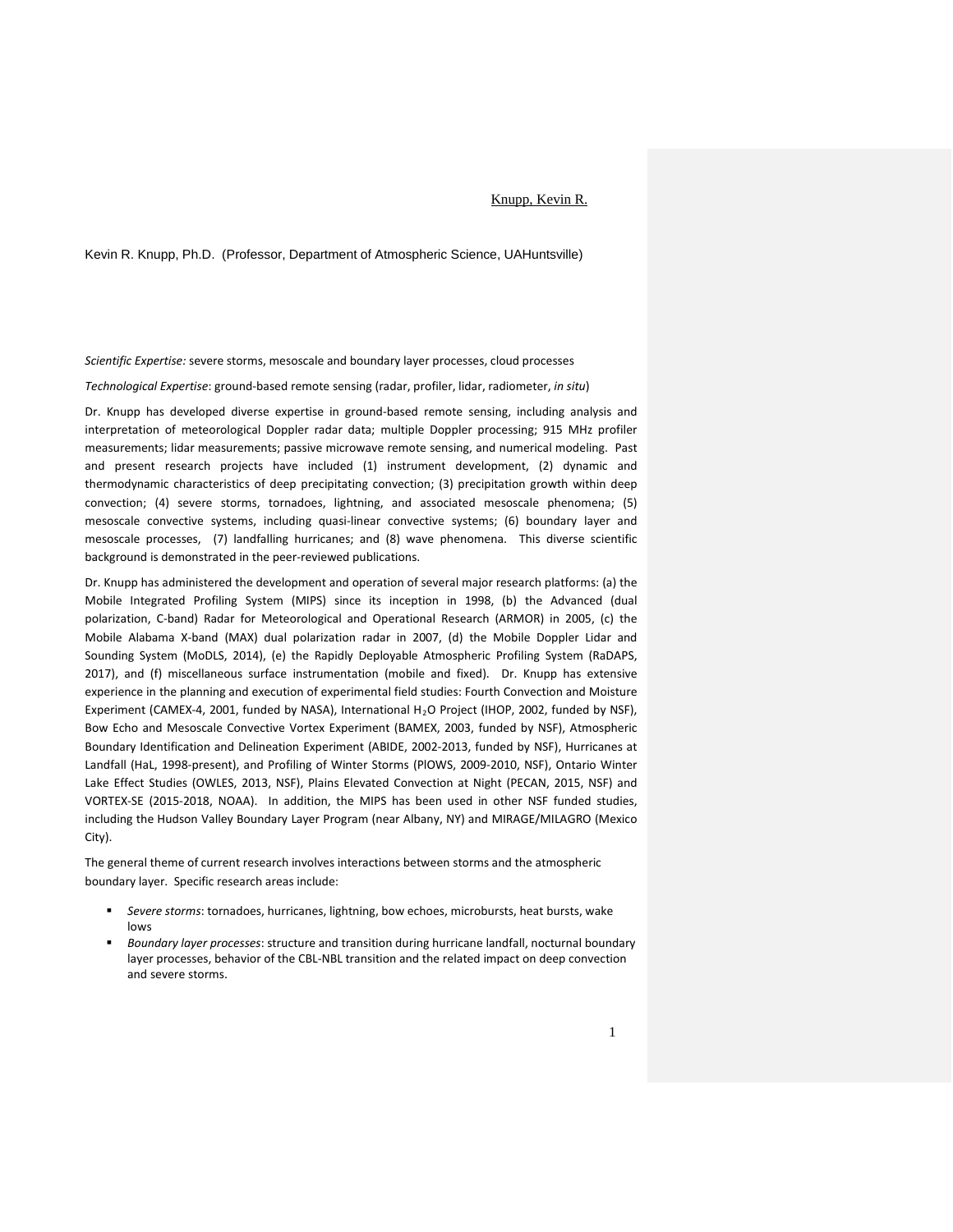Kevin R. Knupp, Ph.D. (Professor, Department of Atmospheric Science, UAHuntsville)

*Scientific Expertise:* severe storms, mesoscale and boundary layer processes, cloud processes

*Technological Expertise*: ground-based remote sensing (radar, profiler, lidar, radiometer, *in situ*)

Dr. Knupp has developed diverse expertise in ground-based remote sensing, including analysis and interpretation of meteorological Doppler radar data; multiple Doppler processing; 915 MHz profiler measurements; lidar measurements; passive microwave remote sensing, and numerical modeling. Past and present research projects have included (1) instrument development, (2) dynamic and thermodynamic characteristics of deep precipitating convection; (3) precipitation growth within deep convection; (4) severe storms, tornadoes, lightning, and associated mesoscale phenomena; (5) mesoscale convective systems, including quasi-linear convective systems; (6) boundary layer and mesoscale processes, (7) landfalling hurricanes; and (8) wave phenomena. This diverse scientific background is demonstrated in the peer-reviewed publications.

Dr. Knupp has administered the development and operation of several major research platforms: (a) the Mobile Integrated Profiling System (MIPS) since its inception in 1998, (b) the Advanced (dual polarization, C-band) Radar for Meteorological and Operational Research (ARMOR) in 2005, (c) the Mobile Alabama X-band (MAX) dual polarization radar in 2007, (d) the Mobile Doppler Lidar and Sounding System (MoDLS, 2014), (e) the Rapidly Deployable Atmospheric Profiling System (RaDAPS, 2017), and (f) miscellaneous surface instrumentation (mobile and fixed). Dr. Knupp has extensive experience in the planning and execution of experimental field studies: Fourth Convection and Moisture Experiment (CAMEX-4, 2001, funded by NASA), International $H_2O$ Project (IHOP, 2002, funded by NSF), Bow Echo and Mesoscale Convective Vortex Experiment (BAMEX, 2003, funded by NSF), Atmospheric Boundary Identification and Delineation Experiment (ABIDE, 2002-2013, funded by NSF), Hurricanes at Landfall (HaL, 1998-present), and Profiling of Winter Storms (PlOWS, 2009-2010, NSF), Ontario Winter Lake Effect Studies (OWLES, 2013, NSF), Plains Elevated Convection at Night (PECAN, 2015, NSF) and VORTEX-SE (2015-2018, NOAA). In addition, the MIPS has been used in other NSF funded studies, including the Hudson Valley Boundary Layer Program (near Albany, NY) and MIRAGE/MILAGRO (Mexico City).

The general theme of current research involves interactions between storms and the atmospheric boundary layer. Specific research areas include:

- *Severe storms*: tornadoes, hurricanes, lightning, bow echoes, microbursts, heat bursts, wake lows
- *Boundary layer processes*: structure and transition during hurricane landfall, nocturnal boundary layer processes, behavior of the CBL-NBL transition and the related impact on deep convection and severe storms.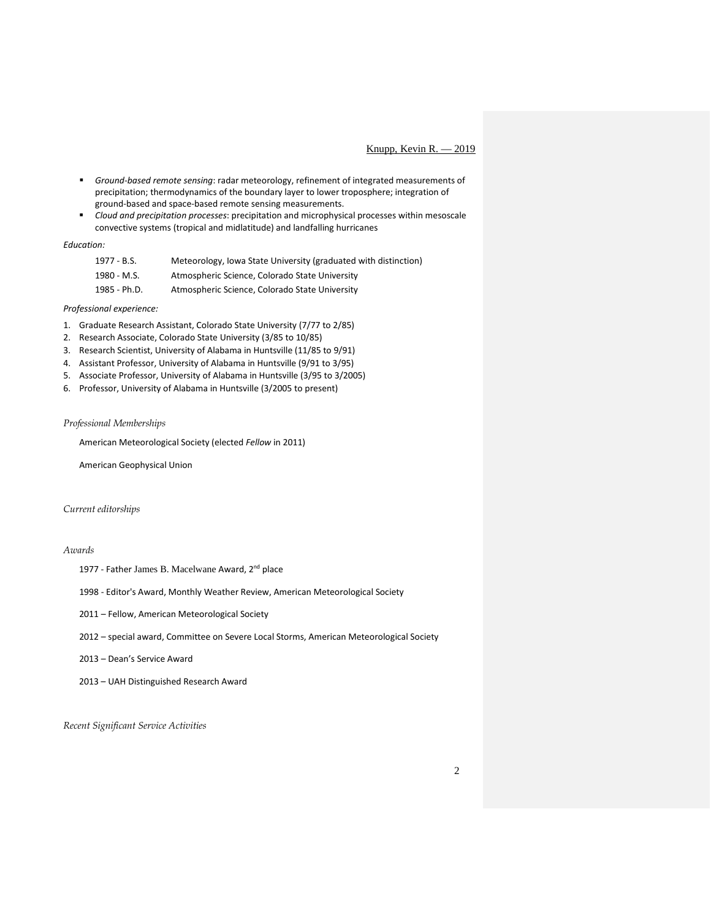- *Ground-based remote sensing*: radar meteorology, refinement of integrated measurements of precipitation; thermodynamics of the boundary layer to lower troposphere; integration of ground-based and space-based remote sensing measurements.
- *Cloud and precipitation processes*: precipitation and microphysical processes within mesoscale convective systems (tropical and midlatitude) and landfalling hurricanes

*Education:*

| | |
|---|---|
| 1977 - B.S. | Meteorology, Iowa State University (graduated with distinction) |
| 1980 - M.S. | Atmospheric Science, Colorado State University |
| 1985 - Ph.D. | Atmospheric Science, Colorado State University |

*Professional experience:*

1. Graduate Research Assistant, Colorado State University (7/77 to 2/85)
2. Research Associate, Colorado State University (3/85 to 10/85)
3. Research Scientist, University of Alabama in Huntsville (11/85 to 9/91)
4. Assistant Professor, University of Alabama in Huntsville (9/91 to 3/95)
5. Associate Professor, University of Alabama in Huntsville (3/95 to 3/2005)
6. Professor, University of Alabama in Huntsville (3/2005 to present)

*Professional Memberships*

American Meteorological Society (elected *Fellow* in 2011)

American Geophysical Union

*Current editorships*

*Awards*

1977 - Father James B. Macelwane Award, 2nd place

1998 - Editor's Award, Monthly Weather Review, American Meteorological Society

2011 – Fellow, American Meteorological Society

2012 – special award, Committee on Severe Local Storms, American Meteorological Society

2013 – Dean's Service Award

2013 – UAH Distinguished Research Award

*Recent Significant Service Activities*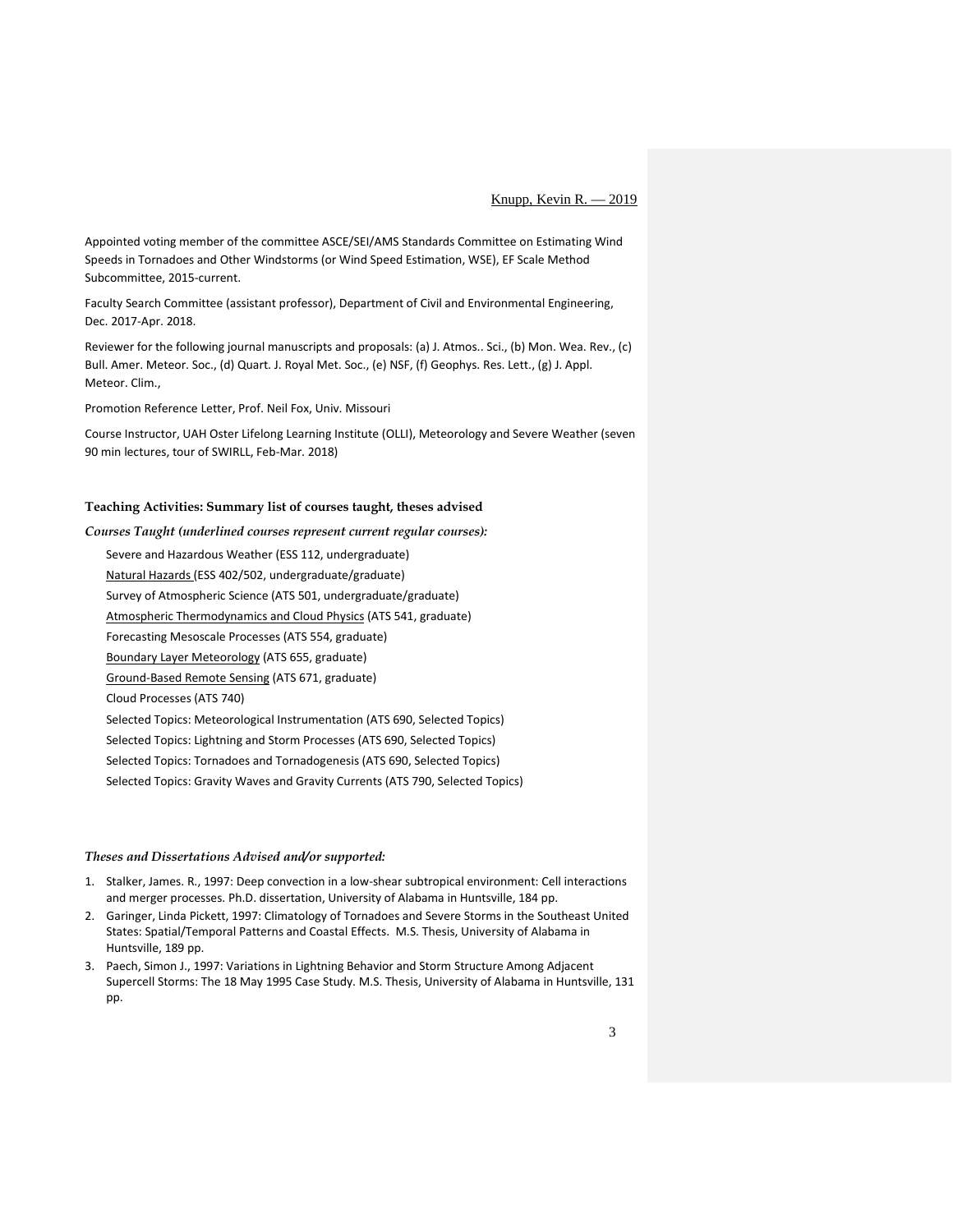Appointed voting member of the committee ASCE/SEI/AMS Standards Committee on Estimating Wind Speeds in Tornadoes and Other Windstorms (or Wind Speed Estimation, WSE), EF Scale Method Subcommittee, 2015-current.

Faculty Search Committee (assistant professor), Department of Civil and Environmental Engineering, Dec. 2017-Apr. 2018.

Reviewer for the following journal manuscripts and proposals: (a) J. Atmos.. Sci., (b) Mon. Wea. Rev., (c) Bull. Amer. Meteor. Soc., (d) Quart. J. Royal Met. Soc., (e) NSF, (f) Geophys. Res. Lett., (g) J. Appl. Meteor. Clim.,

Promotion Reference Letter, Prof. Neil Fox, Univ. Missouri

Course Instructor, UAH Oster Lifelong Learning Institute (OLLI), Meteorology and Severe Weather (seven 90 min lectures, tour of SWIRLL, Feb-Mar. 2018)

### Teaching Activities: Summary list of courses taught, theses advised

***Courses Taught (underlined courses represent current regular courses):***

Severe and Hazardous Weather (ESS 112, undergraduate)

<u>Natural Hazards</u> (ESS 402/502, undergraduate/graduate)

Survey of Atmospheric Science (ATS 501, undergraduate/graduate)

<u>Atmospheric Thermodynamics and Cloud Physics</u> (ATS 541, graduate)

Forecasting Mesoscale Processes (ATS 554, graduate)

<u>Boundary Layer Meteorology</u> (ATS 655, graduate)

<u>Ground-Based Remote Sensing</u> (ATS 671, graduate)

Cloud Processes (ATS 740)

Selected Topics: Meteorological Instrumentation (ATS 690, Selected Topics)

Selected Topics: Lightning and Storm Processes (ATS 690, Selected Topics)

Selected Topics: Tornadoes and Tornadogenesis (ATS 690, Selected Topics)

Selected Topics: Gravity Waves and Gravity Currents (ATS 790, Selected Topics)

***Theses and Dissertations Advised and/or supported:***

1. Stalker, James. R., 1997: Deep convection in a low-shear subtropical environment: Cell interactions and merger processes. Ph.D. dissertation, University of Alabama in Huntsville, 184 pp.
2. Garinger, Linda Pickett, 1997: Climatology of Tornadoes and Severe Storms in the Southeast United States: Spatial/Temporal Patterns and Coastal Effects. M.S. Thesis, University of Alabama in Huntsville, 189 pp.
3. Paech, Simon J., 1997: Variations in Lightning Behavior and Storm Structure Among Adjacent Supercell Storms: The 18 May 1995 Case Study. M.S. Thesis, University of Alabama in Huntsville, 131 pp.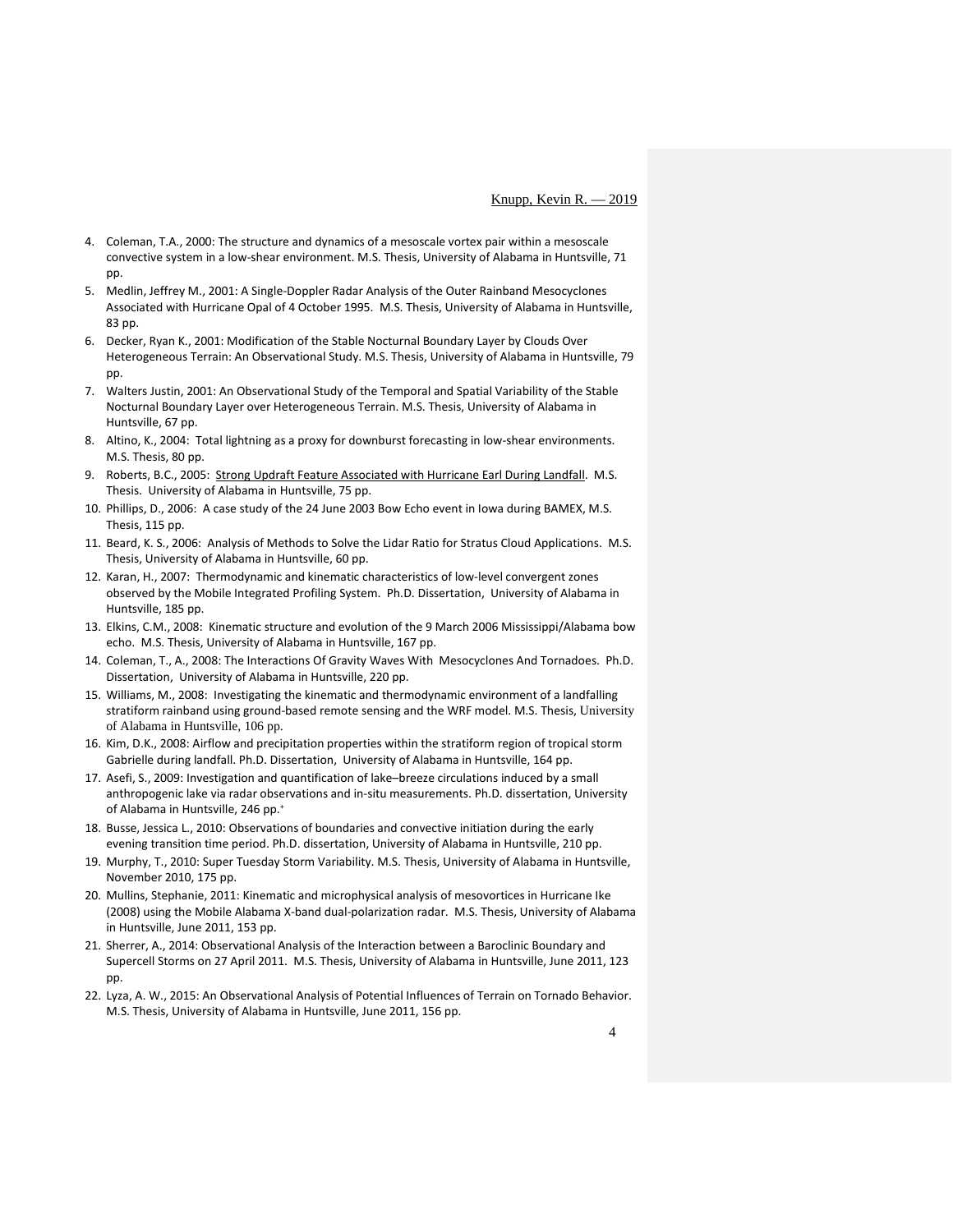4. Coleman, T.A., 2000: The structure and dynamics of a mesoscale vortex pair within a mesoscale convective system in a low-shear environment. M.S. Thesis, University of Alabama in Huntsville, 71 pp.
5. Medlin, Jeffrey M., 2001: A Single-Doppler Radar Analysis of the Outer Rainband Mesocyclones Associated with Hurricane Opal of 4 October 1995. M.S. Thesis, University of Alabama in Huntsville, 83 pp.
6. Decker, Ryan K., 2001: Modification of the Stable Nocturnal Boundary Layer by Clouds Over Heterogeneous Terrain: An Observational Study. M.S. Thesis, University of Alabama in Huntsville, 79 pp.
7. Walters Justin, 2001: An Observational Study of the Temporal and Spatial Variability of the Stable Nocturnal Boundary Layer over Heterogeneous Terrain. M.S. Thesis, University of Alabama in Huntsville, 67 pp.
8. Altino, K., 2004: Total lightning as a proxy for downburst forecasting in low-shear environments. M.S. Thesis, 80 pp.
9. Roberts, B.C., 2005: Strong Updraft Feature Associated with Hurricane Earl During Landfall. M.S. Thesis. University of Alabama in Huntsville, 75 pp.
10. Phillips, D., 2006: A case study of the 24 June 2003 Bow Echo event in Iowa during BAMEX, M.S. Thesis, 115 pp.
11. Beard, K. S., 2006: Analysis of Methods to Solve the Lidar Ratio for Stratus Cloud Applications. M.S. Thesis, University of Alabama in Huntsville, 60 pp.
12. Karan, H., 2007: Thermodynamic and kinematic characteristics of low-level convergent zones observed by the Mobile Integrated Profiling System. Ph.D. Dissertation, University of Alabama in Huntsville, 185 pp.
13. Elkins, C.M., 2008: Kinematic structure and evolution of the 9 March 2006 Mississippi/Alabama bow echo. M.S. Thesis, University of Alabama in Huntsville, 167 pp.
14. Coleman, T., A., 2008: The Interactions Of Gravity Waves With Mesocyclones And Tornadoes. Ph.D. Dissertation, University of Alabama in Huntsville, 220 pp.
15. Williams, M., 2008: Investigating the kinematic and thermodynamic environment of a landfalling stratiform rainband using ground-based remote sensing and the WRF model. M.S. Thesis, University of Alabama in Huntsville, 106 pp.
16. Kim, D.K., 2008: Airflow and precipitation properties within the stratiform region of tropical storm Gabrielle during landfall. Ph.D. Dissertation, University of Alabama in Huntsville, 164 pp.
17. Asefi, S., 2009: Investigation and quantification of lake–breeze circulations induced by a small anthropogenic lake via radar observations and in-situ measurements. Ph.D. dissertation, University of Alabama in Huntsville, 246 pp.[+]
18. Busse, Jessica L., 2010: Observations of boundaries and convective initiation during the early evening transition time period. Ph.D. dissertation, University of Alabama in Huntsville, 210 pp.
19. Murphy, T., 2010: Super Tuesday Storm Variability. M.S. Thesis, University of Alabama in Huntsville, November 2010, 175 pp.
20. Mullins, Stephanie, 2011: Kinematic and microphysical analysis of mesovortices in Hurricane Ike (2008) using the Mobile Alabama X-band dual-polarization radar. M.S. Thesis, University of Alabama in Huntsville, June 2011, 153 pp.
21. Sherrer, A., 2014: Observational Analysis of the Interaction between a Baroclinic Boundary and Supercell Storms on 27 April 2011. M.S. Thesis, University of Alabama in Huntsville, June 2011, 123 pp.
22. Lyza, A. W., 2015: An Observational Analysis of Potential Influences of Terrain on Tornado Behavior. M.S. Thesis, University of Alabama in Huntsville, June 2011, 156 pp.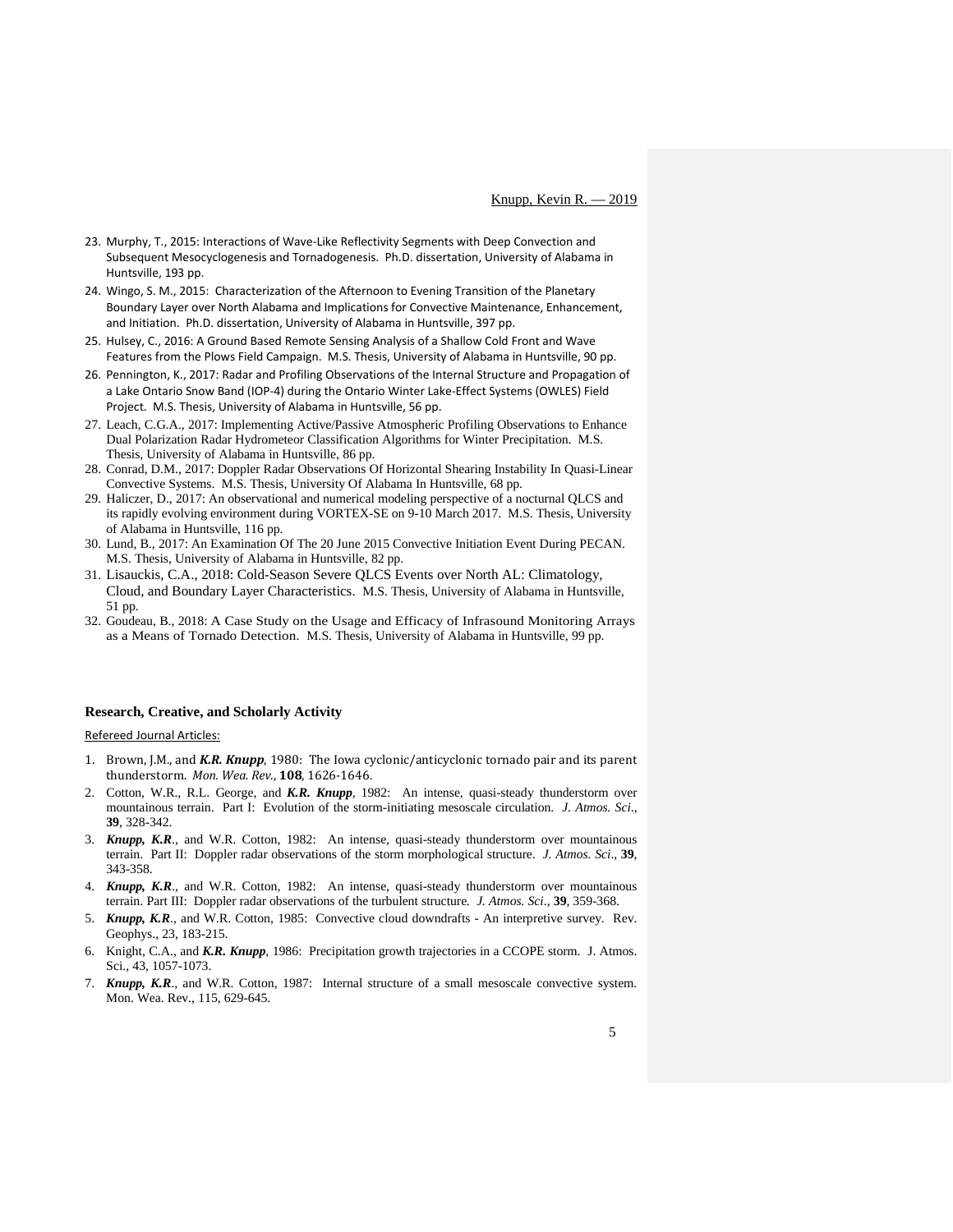23. Murphy, T., 2015: Interactions of Wave-Like Reflectivity Segments with Deep Convection and Subsequent Mesocyclogenesis and Tornadogenesis. Ph.D. dissertation, University of Alabama in Huntsville, 193 pp.
24. Wingo, S. M., 2015: Characterization of the Afternoon to Evening Transition of the Planetary Boundary Layer over North Alabama and Implications for Convective Maintenance, Enhancement, and Initiation. Ph.D. dissertation, University of Alabama in Huntsville, 397 pp.
25. Hulsey, C., 2016: A Ground Based Remote Sensing Analysis of a Shallow Cold Front and Wave Features from the Plows Field Campaign. M.S. Thesis, University of Alabama in Huntsville, 90 pp.
26. Pennington, K., 2017: Radar and Profiling Observations of the Internal Structure and Propagation of a Lake Ontario Snow Band (IOP-4) during the Ontario Winter Lake-Effect Systems (OWLES) Field Project. M.S. Thesis, University of Alabama in Huntsville, 56 pp.
27. Leach, C.G.A., 2017: Implementing Active/Passive Atmospheric Profiling Observations to Enhance Dual Polarization Radar Hydrometeor Classification Algorithms for Winter Precipitation. M.S. Thesis, University of Alabama in Huntsville, 86 pp.
28. Conrad, D.M., 2017: Doppler Radar Observations Of Horizontal Shearing Instability In Quasi-Linear Convective Systems. M.S. Thesis, University Of Alabama In Huntsville, 68 pp.
29. Haliczer, D., 2017: An observational and numerical modeling perspective of a nocturnal QLCS and its rapidly evolving environment during VORTEX-SE on 9-10 March 2017. M.S. Thesis, University of Alabama in Huntsville, 116 pp.
30. Lund, B., 2017: An Examination Of The 20 June 2015 Convective Initiation Event During PECAN. M.S. Thesis, University of Alabama in Huntsville, 82 pp.
31. Lisauckis, C.A., 2018: Cold-Season Severe QLCS Events over North AL: Climatology, Cloud, and Boundary Layer Characteristics. M.S. Thesis, University of Alabama in Huntsville, 51 pp.
32. Goudeau, B., 2018: A Case Study on the Usage and Efficacy of Infrasound Monitoring Arrays as a Means of Tornado Detection. M.S. Thesis, University of Alabama in Huntsville, 99 pp.

## Research, Creative, and Scholarly Activity

Refereed Journal Articles:

1. Brown, J.M., and ***K.R. Knupp***, 1980: The Iowa cyclonic/anticyclonic tornado pair and its parent thunderstorm. *Mon. Wea. Rev.*, **108**, 1626-1646.
2. Cotton, W.R., R.L. George, and ***K.R. Knupp***, 1982: An intense, quasi-steady thunderstorm over mountainous terrain. Part I: Evolution of the storm-initiating mesoscale circulation. *J. Atmos. Sci*., **39**, 328-342.
3. ***Knupp, K.R***., and W.R. Cotton, 1982: An intense, quasi-steady thunderstorm over mountainous terrain. Part II: Doppler radar observations of the storm morphological structure. *J. Atmos. Sci*., **39**, 343-358.
4. ***Knupp, K.R***., and W.R. Cotton, 1982: An intense, quasi-steady thunderstorm over mountainous terrain. Part III: Doppler radar observations of the turbulent structure. *J. Atmos. Sci*., **39**, 359-368.
5. ***Knupp, K.R***., and W.R. Cotton, 1985: Convective cloud downdrafts - An interpretive survey. Rev. Geophys., 23, 183-215.
6. Knight, C.A., and ***K.R. Knupp***, 1986: Precipitation growth trajectories in a CCOPE storm. J. Atmos. Sci., 43, 1057-1073.
7. ***Knupp, K.R***., and W.R. Cotton, 1987: Internal structure of a small mesoscale convective system. Mon. Wea. Rev., 115, 629-645.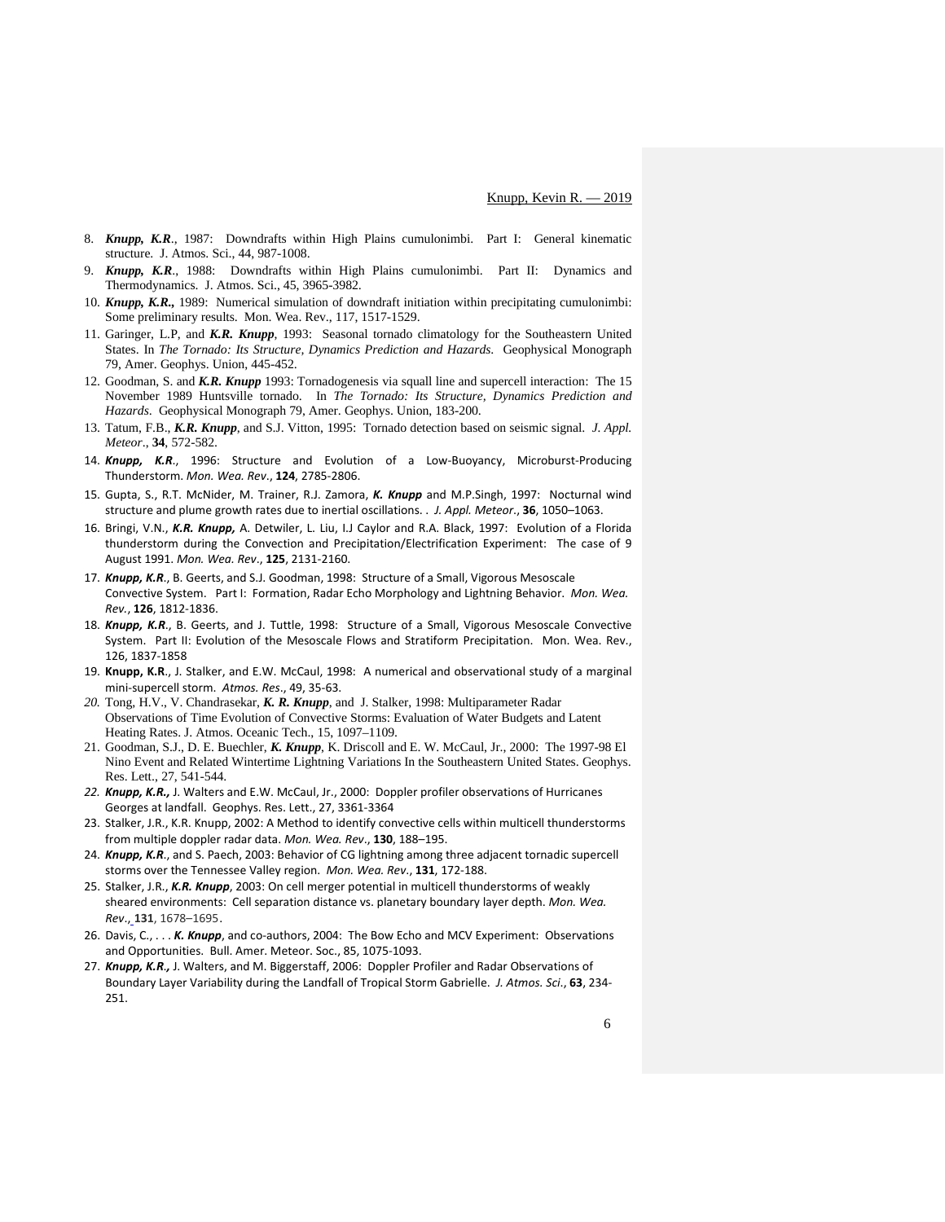8. ***Knupp, K.R***., 1987: Downdrafts within High Plains cumulonimbi. Part I: General kinematic structure. J. Atmos. Sci., 44, 987-1008.
9. ***Knupp, K.R***., 1988: Downdrafts within High Plains cumulonimbi. Part II: Dynamics and Thermodynamics. J. Atmos. Sci., 45, 3965-3982.
10. ***Knupp, K.R.,*** 1989: Numerical simulation of downdraft initiation within precipitating cumulonimbi: Some preliminary results. Mon. Wea. Rev., 117, 1517-1529.
11. Garinger, L.P, and ***K.R. Knupp***, 1993: Seasonal tornado climatology for the Southeastern United States. In *The Tornado: Its Structure, Dynamics Prediction and Hazards.* Geophysical Monograph 79, Amer. Geophys. Union, 445-452.
12. Goodman, S. and ***K.R. Knupp*** 1993: Tornadogenesis via squall line and supercell interaction: The 15 November 1989 Huntsville tornado. In *The Tornado: Its Structure, Dynamics Prediction and Hazards*. Geophysical Monograph 79, Amer. Geophys. Union, 183-200.
13. Tatum, F.B., ***K.R. Knupp***, and S.J. Vitton, 1995: Tornado detection based on seismic signal. *J. Appl. Meteor*., **34**, 572-582.
14. ***Knupp, K.R***., 1996: Structure and Evolution of a Low-Buoyancy, Microburst-Producing Thunderstorm. *Mon. Wea. Rev*., **124**, 2785-2806.
15. Gupta, S., R.T. McNider, M. Trainer, R.J. Zamora, ***K. Knupp*** and M.P.Singh, 1997: Nocturnal wind structure and plume growth rates due to inertial oscillations. . *J. Appl. Meteor*., **36**, 1050–1063.
16. Bringi, V.N., ***K.R. Knupp,*** A. Detwiler, L. Liu, I.J Caylor and R.A. Black, 1997: Evolution of a Florida thunderstorm during the Convection and Precipitation/Electrification Experiment: The case of 9 August 1991. *Mon. Wea. Rev*., **125**, 2131-2160.
17. ***Knupp, K.R***., B. Geerts, and S.J. Goodman, 1998: Structure of a Small, Vigorous Mesoscale Convective System. Part I: Formation, Radar Echo Morphology and Lightning Behavior. *Mon. Wea. Rev.*, **126**, 1812-1836.
18. ***Knupp, K.R***., B. Geerts, and J. Tuttle, 1998: Structure of a Small, Vigorous Mesoscale Convective System. Part II: Evolution of the Mesoscale Flows and Stratiform Precipitation. Mon. Wea. Rev., 126, 1837-1858
19. **Knupp, K.R**., J. Stalker, and E.W. McCaul, 1998: A numerical and observational study of a marginal mini-supercell storm. *Atmos. Res*., 49, 35-63.
20. Tong, H.V., V. Chandrasekar, ***K. R. Knupp***, and J. Stalker, 1998: Multiparameter Radar Observations of Time Evolution of Convective Storms: Evaluation of Water Budgets and Latent Heating Rates. J. Atmos. Oceanic Tech., 15, 1097–1109.
21. Goodman, S.J., D. E. Buechler, ***K. Knupp***, K. Driscoll and E. W. McCaul, Jr., 2000: The 1997-98 El Nino Event and Related Wintertime Lightning Variations In the Southeastern United States. Geophys. Res. Lett., 27, 541-544.
22. ***Knupp, K.R.,*** J. Walters and E.W. McCaul, Jr., 2000: Doppler profiler observations of Hurricanes Georges at landfall. Geophys. Res. Lett., 27, 3361-3364
23. Stalker, J.R., K.R. Knupp, 2002: A Method to identify convective cells within multicell thunderstorms from multiple doppler radar data. *Mon. Wea. Rev*., **130**, 188–195.
24. ***Knupp, K.R***., and S. Paech, 2003: Behavior of CG lightning among three adjacent tornadic supercell storms over the Tennessee Valley region. *Mon. Wea. Rev*., **131**, 172-188.
25. Stalker, J.R., ***K.R. Knupp***, 2003: On cell merger potential in multicell thunderstorms of weakly sheared environments: Cell separation distance vs. planetary boundary layer depth. *Mon. Wea. Rev*., **131**, 1678–1695.
26. Davis, C., . . . ***K. Knupp***, and co-authors, 2004: The Bow Echo and MCV Experiment: Observations and Opportunities. Bull. Amer. Meteor. Soc., 85, 1075-1093.
27. ***Knupp, K.R.,*** J. Walters, and M. Biggerstaff, 2006: Doppler Profiler and Radar Observations of Boundary Layer Variability during the Landfall of Tropical Storm Gabrielle. *J. Atmos. Sci*., **63**, 234-251.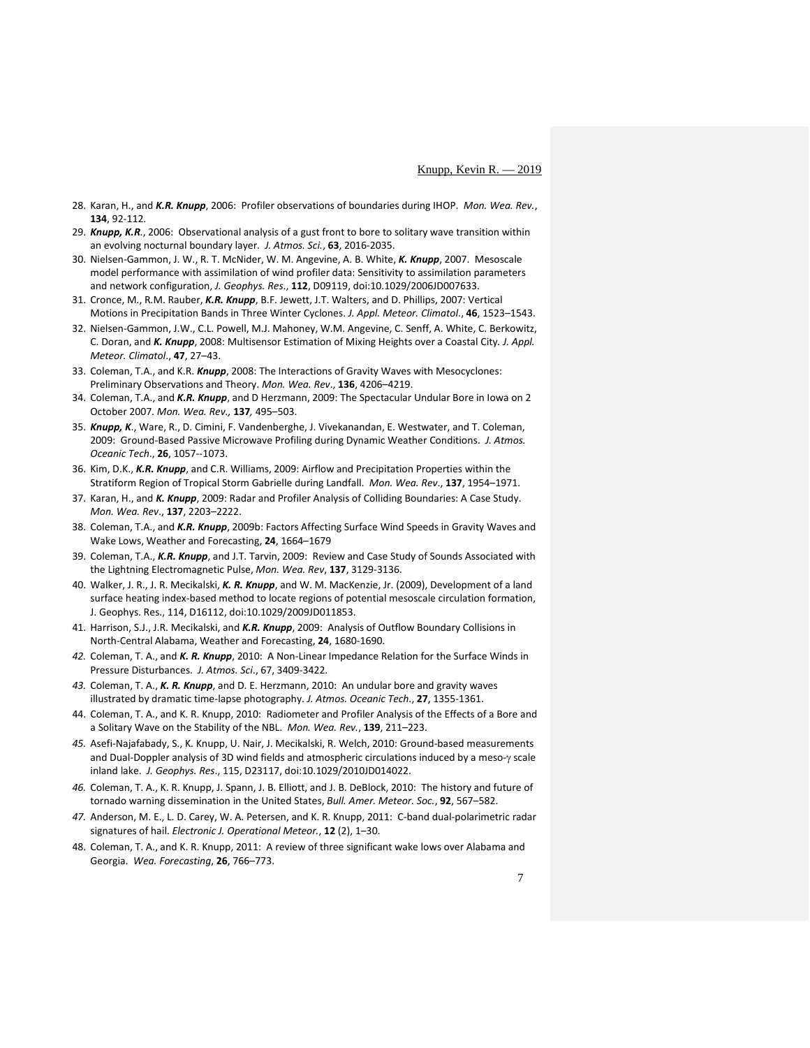28. Karan, H., and ***K.R. Knupp***, 2006: Profiler observations of boundaries during IHOP. *Mon. Wea. Rev.*, **134**, 92-112.
29. ***Knupp, K.R.***, 2006: Observational analysis of a gust front to bore to solitary wave transition within an evolving nocturnal boundary layer. *J. Atmos. Sci.*, **63**, 2016-2035.
30. Nielsen-Gammon, J. W., R. T. McNider, W. M. Angevine, A. B. White, ***K. Knupp***, 2007. Mesoscale model performance with assimilation of wind profiler data: Sensitivity to assimilation parameters and network configuration, *J. Geophys. Res*., **112**, D09119, doi:10.1029/2006JD007633.
31. Cronce, M., R.M. Rauber, ***K.R. Knupp***, B.F. Jewett, J.T. Walters, and D. Phillips, 2007: Vertical Motions in Precipitation Bands in Three Winter Cyclones. *J. Appl. Meteor. Climatol*., **46**, 1523–1543.
32. Nielsen-Gammon, J.W., C.L. Powell, M.J. Mahoney, W.M. Angevine, C. Senff, A. White, C. Berkowitz, C. Doran, and ***K. Knupp***, 2008: Multisensor Estimation of Mixing Heights over a Coastal City. *J. Appl. Meteor. Climatol*., **47**, 27–43.
33. Coleman, T.A., and K.R. ***Knupp***, 2008: The Interactions of Gravity Waves with Mesocyclones: Preliminary Observations and Theory. *Mon. Wea. Rev*., **136**, 4206–4219.
34. Coleman, T.A., and ***K.R. Knupp***, and D Herzmann, 2009: The Spectacular Undular Bore in Iowa on 2 October 2007. *Mon. Wea. Rev.,* **137***,* 495–503.
35. ***Knupp, K***., Ware, R., D. Cimini, F. Vandenberghe, J. Vivekanandan, E. Westwater, and T. Coleman, 2009: Ground-Based Passive Microwave Profiling during Dynamic Weather Conditions. *J. Atmos. Oceanic Tech*., **26**, 1057--1073.
36. Kim, D.K., ***K.R. Knupp***, and C.R. Williams, 2009: Airflow and Precipitation Properties within the Stratiform Region of Tropical Storm Gabrielle during Landfall. *Mon. Wea. Rev*., **137**, 1954–1971.
37. Karan, H., and ***K. Knupp***, 2009: Radar and Profiler Analysis of Colliding Boundaries: A Case Study. *Mon. Wea. Rev*., **137**, 2203–2222.
38. Coleman, T.A., and ***K.R. Knupp***, 2009b: Factors Affecting Surface Wind Speeds in Gravity Waves and Wake Lows, Weather and Forecasting, **24**, 1664–1679
39. Coleman, T.A., ***K.R. Knupp***, and J.T. Tarvin, 2009: Review and Case Study of Sounds Associated with the Lightning Electromagnetic Pulse, *Mon. Wea. Rev*, **137**, 3129-3136.
40. Walker, J. R., J. R. Mecikalski, ***K. R. Knupp***, and W. M. MacKenzie, Jr. (2009), Development of a land surface heating index-based method to locate regions of potential mesoscale circulation formation, J. Geophys. Res., 114, D16112, doi:10.1029/2009JD011853.
41. Harrison, S.J., J.R. Mecikalski, and ***K.R. Knupp***, 2009: Analysis of Outflow Boundary Collisions in North-Central Alabama, Weather and Forecasting, **24**, 1680-1690.
42. Coleman, T. A., and ***K. R. Knupp***, 2010: A Non-Linear Impedance Relation for the Surface Winds in Pressure Disturbances. *J. Atmos. Sci*., 67, 3409-3422.
43. Coleman, T. A., ***K. R. Knupp***, and D. E. Herzmann, 2010: An undular bore and gravity waves illustrated by dramatic time-lapse photography. *J. Atmos. Oceanic Tech*., **27**, 1355-1361.
44. Coleman, T. A., and K. R. Knupp, 2010: Radiometer and Profiler Analysis of the Effects of a Bore and a Solitary Wave on the Stability of the NBL. *Mon. Wea. Rev.*, **139**, 211–223.
45. Asefi-Najafabady, S., K. Knupp, U. Nair, J. Mecikalski, R. Welch, 2010: Ground-based measurements and Dual-Doppler analysis of 3D wind fields and atmospheric circulations induced by a meso-$\gamma$ scale inland lake. *J. Geophys. Res*., 115, D23117, doi:10.1029/2010JD014022.
46. Coleman, T. A., K. R. Knupp, J. Spann, J. B. Elliott, and J. B. DeBlock, 2010: The history and future of tornado warning dissemination in the United States, *Bull. Amer. Meteor. Soc.*, **92**, 567–582.
47. Anderson, M. E., L. D. Carey, W. A. Petersen, and K. R. Knupp, 2011: C-band dual-polarimetric radar signatures of hail. *Electronic J. Operational Meteor.*, **12** (2), 1–30.
48. Coleman, T. A., and K. R. Knupp, 2011: A review of three significant wake lows over Alabama and Georgia. *Wea. Forecasting*, **26**, 766–773.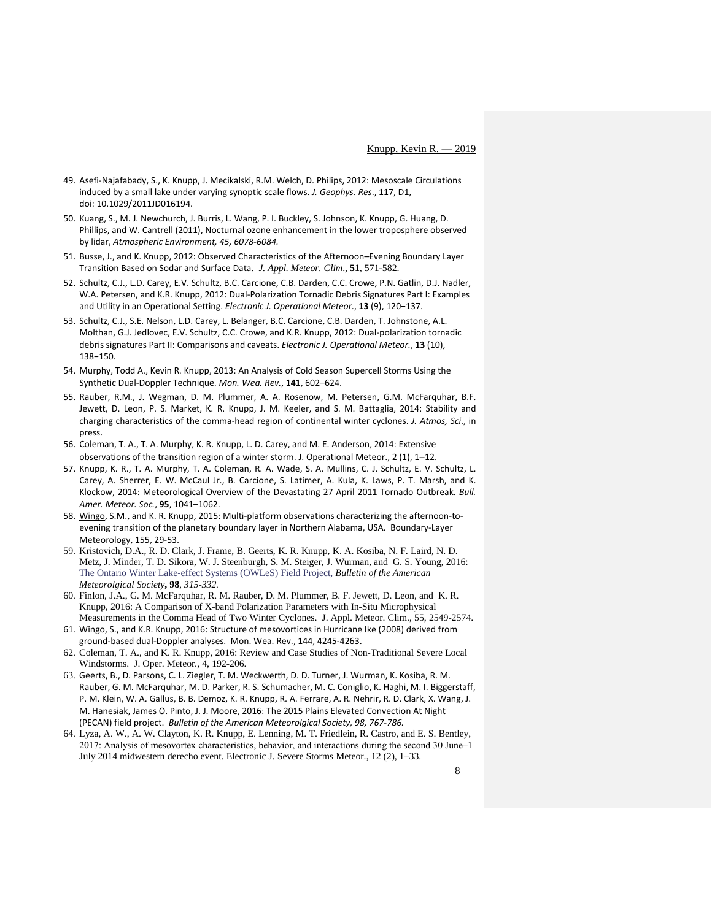49. Asefi-Najafabady, S., K. Knupp, J. Mecikalski, R.M. Welch, D. Philips, 2012: Mesoscale Circulations induced by a small lake under varying synoptic scale flows. *J. Geophys. Res*., 117, D1, doi: 10.1029/2011JD016194.
50. Kuang, S., M. J. Newchurch, J. Burris, L. Wang, P. I. Buckley, S. Johnson, K. Knupp, G. Huang, D. Phillips, and W. Cantrell (2011), Nocturnal ozone enhancement in the lower troposphere observed by lidar, *Atmospheric Environment, 45, 6078-6084.*
51. Busse, J., and K. Knupp, 2012: Observed Characteristics of the Afternoon–Evening Boundary Layer Transition Based on Sodar and Surface Data. *J. Appl. Meteor. Clim*., **51**, 571-582.
52. Schultz, C.J., L.D. Carey, E.V. Schultz, B.C. Carcione, C.B. Darden, C.C. Crowe, P.N. Gatlin, D.J. Nadler, W.A. Petersen, and K.R. Knupp, 2012: Dual-Polarization Tornadic Debris Signatures Part I: Examples and Utility in an Operational Setting. *Electronic J. Operational Meteor.*, **13** (9), 120−137.
53. Schultz, C.J., S.E. Nelson, L.D. Carey, L. Belanger, B.C. Carcione, C.B. Darden, T. Johnstone, A.L. Molthan, G.J. Jedlovec, E.V. Schultz, C.C. Crowe, and K.R. Knupp, 2012: Dual-polarization tornadic debris signatures Part II: Comparisons and caveats. *Electronic J. Operational Meteor.*, **13** (10), 138−150.
54. Murphy, Todd A., Kevin R. Knupp, 2013: An Analysis of Cold Season Supercell Storms Using the Synthetic Dual-Doppler Technique. *Mon. Wea. Rev.*, **141**, 602–624.
55. Rauber, R.M., J. Wegman, D. M. Plummer, A. A. Rosenow, M. Petersen, G.M. McFarquhar, B.F. Jewett, D. Leon, P. S. Market, K. R. Knupp, J. M. Keeler, and S. M. Battaglia, 2014: Stability and charging characteristics of the comma-head region of continental winter cyclones. *J. Atmos, Sci.*, in press.
56. Coleman, T. A., T. A. Murphy, K. R. Knupp, L. D. Carey, and M. E. Anderson, 2014: Extensive observations of the transition region of a winter storm. J. Operational Meteor., 2 (1), 1–12.
57. Knupp, K. R., T. A. Murphy, T. A. Coleman, R. A. Wade, S. A. Mullins, C. J. Schultz, E. V. Schultz, L. Carey, A. Sherrer, E. W. McCaul Jr., B. Carcione, S. Latimer, A. Kula, K. Laws, P. T. Marsh, and K. Klockow, 2014: Meteorological Overview of the Devastating 27 April 2011 Tornado Outbreak. *Bull. Amer. Meteor. Soc.*, **95**, 1041–1062.
58. Wingo, S.M., and K. R. Knupp, 2015: Multi-platform observations characterizing the afternoon-to-evening transition of the planetary boundary layer in Northern Alabama, USA. Boundary-Layer Meteorology, 155, 29-53.
59. Kristovich, D.A., R. D. Clark, J. Frame, B. Geerts, K. R. Knupp, K. A. Kosiba, N. F. Laird, N. D. Metz, J. Minder, T. D. Sikora, W. J. Steenburgh, S. M. Steiger, J. Wurman, and G. S. Young, 2016: The Ontario Winter Lake-effect Systems (OWLeS) Field Project, *Bulletin of the American Meteorolgical Society*, **98**, *315-332.*
60. Finlon, J.A., G. M. McFarquhar, R. M. Rauber, D. M. Plummer, B. F. Jewett, D. Leon, and K. R. Knupp, 2016: A Comparison of X-band Polarization Parameters with In-Situ Microphysical Measurements in the Comma Head of Two Winter Cyclones. J. Appl. Meteor. Clim., 55, 2549-2574.
61. Wingo, S., and K.R. Knupp, 2016: Structure of mesovortices in Hurricane Ike (2008) derived from ground-based dual-Doppler analyses. Mon. Wea. Rev., 144, 4245-4263.
62. Coleman, T. A., and K. R. Knupp, 2016: Review and Case Studies of Non-Traditional Severe Local Windstorms. J. Oper. Meteor., 4, 192-206.
63. Geerts, B., D. Parsons, C. L. Ziegler, T. M. Weckwerth, D. D. Turner, J. Wurman, K. Kosiba, R. M. Rauber, G. M. McFarquhar, M. D. Parker, R. S. Schumacher, M. C. Coniglio, K. Haghi, M. I. Biggerstaff, P. M. Klein, W. A. Gallus, B. B. Demoz, K. R. Knupp, R. A. Ferrare, A. R. Nehrir, R. D. Clark, X. Wang, J. M. Hanesiak, James O. Pinto, J. J. Moore, 2016: The 2015 Plains Elevated Convection At Night (PECAN) field project. *Bulletin of the American Meteorolgical Society, 98, 767-786.*
64. Lyza, A. W., A. W. Clayton, K. R. Knupp, E. Lenning, M. T. Friedlein, R. Castro, and E. S. Bentley, 2017: Analysis of mesovortex characteristics, behavior, and interactions during the second 30 June–1 July 2014 midwestern derecho event. Electronic J. Severe Storms Meteor., 12 (2), 1–33.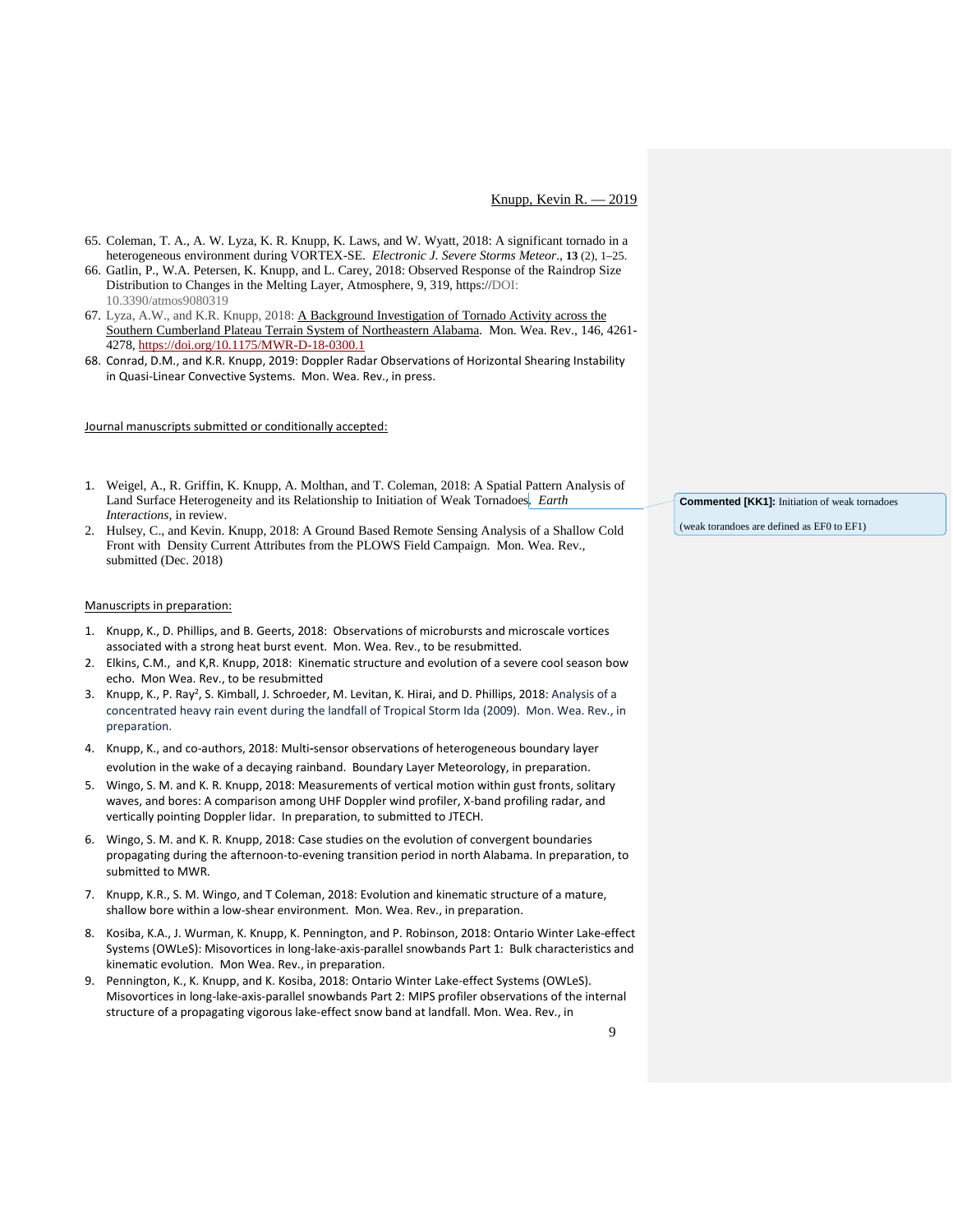65. Coleman, T. A., A. W. Lyza, K. R. Knupp, K. Laws, and W. Wyatt, 2018: A significant tornado in a heterogeneous environment during VORTEX-SE. *Electronic J. Severe Storms Meteor*., **13** (2), 1–25.
66. Gatlin, P., W.A. Petersen, K. Knupp, and L. Carey, 2018: Observed Response of the Raindrop Size Distribution to Changes in the Melting Layer, Atmosphere, 9, 319, https://DOI: 10.3390/atmos9080319
67. Lyza, A.W., and K.R. Knupp, 2018: A Background Investigation of Tornado Activity across the Southern Cumberland Plateau Terrain System of Northeastern Alabama. Mon. Wea. Rev., 146, 4261-4278, https://doi.org/10.1175/MWR-D-18-0300.1
68. Conrad, D.M., and K.R. Knupp, 2019: Doppler Radar Observations of Horizontal Shearing Instability in Quasi-Linear Convective Systems. Mon. Wea. Rev., in press.

Journal manuscripts submitted or conditionally accepted:

1. Weigel, A., R. Griffin, K. Knupp, A. Molthan, and T. Coleman, 2018: A Spatial Pattern Analysis of Land Surface Heterogeneity and its Relationship to Initiation of Weak Tornadoes. *Earth Interactions*, in review.
2. Hulsey, C., and Kevin. Knupp, 2018: A Ground Based Remote Sensing Analysis of a Shallow Cold Front with Density Current Attributes from the PLOWS Field Campaign. Mon. Wea. Rev., submitted (Dec. 2018)

**Commented [KK1]:** Initiation of weak tornadoes

(weak torandoes are defined as EF0 to EF1)

Manuscripts in preparation:

1. Knupp, K., D. Phillips, and B. Geerts, 2018: Observations of microbursts and microscale vortices associated with a strong heat burst event. Mon. Wea. Rev., to be resubmitted.
2. Elkins, C.M., and K,R. Knupp, 2018: Kinematic structure and evolution of a severe cool season bow echo. Mon Wea. Rev., to be resubmitted
3. Knupp, K., P. Ray[2], S. Kimball, J. Schroeder, M. Levitan, K. Hirai, and D. Phillips, 2018: Analysis of a concentrated heavy rain event during the landfall of Tropical Storm Ida (2009). Mon. Wea. Rev., in preparation.
4. Knupp, K., and co-authors, 2018: Multi-sensor observations of heterogeneous boundary layer evolution in the wake of a decaying rainband. Boundary Layer Meteorology, in preparation.
5. Wingo, S. M. and K. R. Knupp, 2018: Measurements of vertical motion within gust fronts, solitary waves, and bores: A comparison among UHF Doppler wind profiler, X-band profiling radar, and vertically pointing Doppler lidar. In preparation, to submitted to JTECH.
6. Wingo, S. M. and K. R. Knupp, 2018: Case studies on the evolution of convergent boundaries propagating during the afternoon-to-evening transition period in north Alabama. In preparation, to submitted to MWR.
7. Knupp, K.R., S. M. Wingo, and T Coleman, 2018: Evolution and kinematic structure of a mature, shallow bore within a low-shear environment. Mon. Wea. Rev., in preparation.
8. Kosiba, K.A., J. Wurman, K. Knupp, K. Pennington, and P. Robinson, 2018: Ontario Winter Lake-effect Systems (OWLeS): Misovortices in long-lake-axis-parallel snowbands Part 1: Bulk characteristics and kinematic evolution. Mon Wea. Rev., in preparation.
9. Pennington, K., K. Knupp, and K. Kosiba, 2018: Ontario Winter Lake-effect Systems (OWLeS). Misovortices in long-lake-axis-parallel snowbands Part 2: MIPS profiler observations of the internal structure of a propagating vigorous lake-effect snow band at landfall. Mon. Wea. Rev., in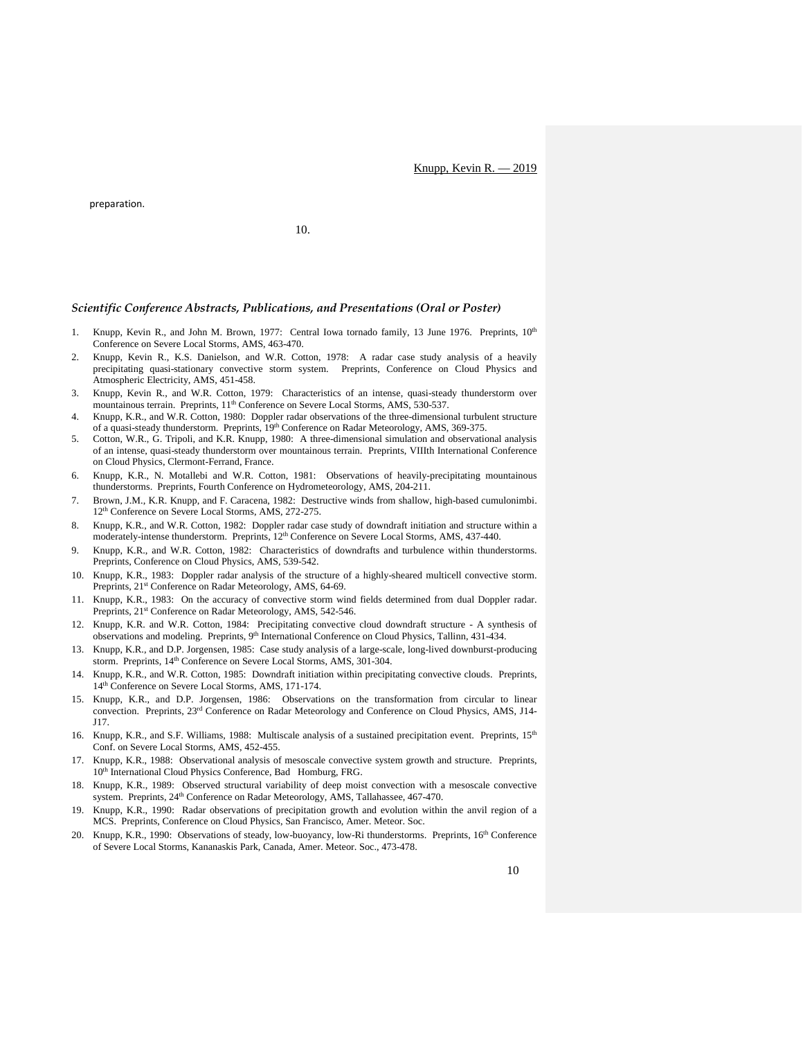preparation.

10.

### *Scientific Conference Abstracts, Publications, and Presentations (Oral or Poster)*

1. Knupp, Kevin R., and John M. Brown, 1977: Central Iowa tornado family, 13 June 1976. Preprints, 10th Conference on Severe Local Storms, AMS, 463-470.
2. Knupp, Kevin R., K.S. Danielson, and W.R. Cotton, 1978: A radar case study analysis of a heavily precipitating quasi-stationary convective storm system. Preprints, Conference on Cloud Physics and Atmospheric Electricity, AMS, 451-458.
3. Knupp, Kevin R., and W.R. Cotton, 1979: Characteristics of an intense, quasi-steady thunderstorm over mountainous terrain. Preprints, 11th Conference on Severe Local Storms, AMS, 530-537.
4. Knupp, K.R., and W.R. Cotton, 1980: Doppler radar observations of the three-dimensional turbulent structure of a quasi-steady thunderstorm. Preprints, 19th Conference on Radar Meteorology, AMS, 369-375.
5. Cotton, W.R., G. Tripoli, and K.R. Knupp, 1980: A three-dimensional simulation and observational analysis of an intense, quasi-steady thunderstorm over mountainous terrain. Preprints, VIIIth International Conference on Cloud Physics, Clermont-Ferrand, France.
6. Knupp, K.R., N. Motallebi and W.R. Cotton, 1981: Observations of heavily-precipitating mountainous thunderstorms. Preprints, Fourth Conference on Hydrometeorology, AMS, 204-211.
7. Brown, J.M., K.R. Knupp, and F. Caracena, 1982: Destructive winds from shallow, high-based cumulonimbi. 12th Conference on Severe Local Storms, AMS, 272-275.
8. Knupp, K.R., and W.R. Cotton, 1982: Doppler radar case study of downdraft initiation and structure within a moderately-intense thunderstorm. Preprints, 12th Conference on Severe Local Storms, AMS, 437-440.
9. Knupp, K.R., and W.R. Cotton, 1982: Characteristics of downdrafts and turbulence within thunderstorms. Preprints, Conference on Cloud Physics, AMS, 539-542.
10. Knupp, K.R., 1983: Doppler radar analysis of the structure of a highly-sheared multicell convective storm. Preprints, 21st Conference on Radar Meteorology, AMS, 64-69.
11. Knupp, K.R., 1983: On the accuracy of convective storm wind fields determined from dual Doppler radar. Preprints, 21st Conference on Radar Meteorology, AMS, 542-546.
12. Knupp, K.R. and W.R. Cotton, 1984: Precipitating convective cloud downdraft structure - A synthesis of observations and modeling. Preprints, 9th International Conference on Cloud Physics, Tallinn, 431-434.
13. Knupp, K.R., and D.P. Jorgensen, 1985: Case study analysis of a large-scale, long-lived downburst-producing storm. Preprints, 14th Conference on Severe Local Storms, AMS, 301-304.
14. Knupp, K.R., and W.R. Cotton, 1985: Downdraft initiation within precipitating convective clouds. Preprints, 14th Conference on Severe Local Storms, AMS, 171-174.
15. Knupp, K.R., and D.P. Jorgensen, 1986: Observations on the transformation from circular to linear convection. Preprints, 23rd Conference on Radar Meteorology and Conference on Cloud Physics, AMS, J14-J17.
16. Knupp, K.R., and S.F. Williams, 1988: Multiscale analysis of a sustained precipitation event. Preprints, 15th Conf. on Severe Local Storms, AMS, 452-455.
17. Knupp, K.R., 1988: Observational analysis of mesoscale convective system growth and structure. Preprints, 10th International Cloud Physics Conference, Bad Homburg, FRG.
18. Knupp, K.R., 1989: Observed structural variability of deep moist convection with a mesoscale convective system. Preprints, 24th Conference on Radar Meteorology, AMS, Tallahassee, 467-470.
19. Knupp, K.R., 1990: Radar observations of precipitation growth and evolution within the anvil region of a MCS. Preprints, Conference on Cloud Physics, San Francisco, Amer. Meteor. Soc.
20. Knupp, K.R., 1990: Observations of steady, low-buoyancy, low-Ri thunderstorms. Preprints, 16th Conference of Severe Local Storms, Kananaskis Park, Canada, Amer. Meteor. Soc., 473-478.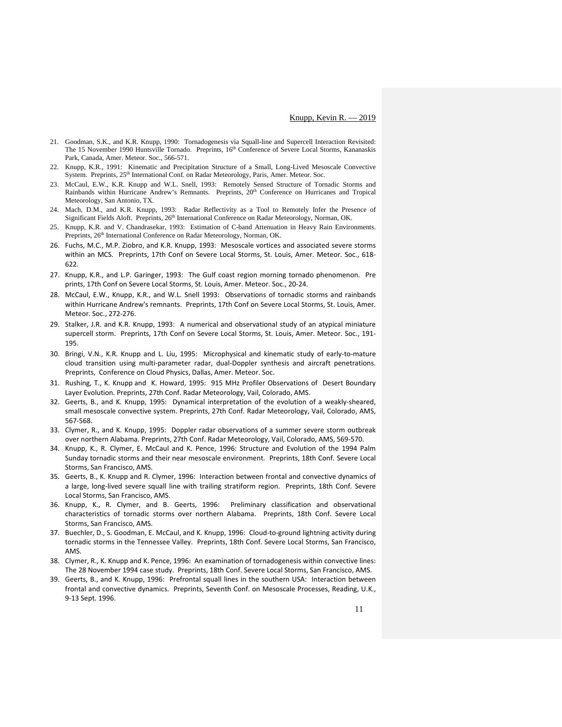21. Goodman, S.K., and K.R. Knupp, 1990: Tornadogenesis via Squall-line and Supercell Interaction Revisited: The 15 November 1990 Huntsville Tornado. Preprints, 16th Conference of Severe Local Storms, Kananaskis Park, Canada, Amer. Meteor. Soc., 566-571.
22. Knupp, K.R., 1991: Kinematic and Precipitation Structure of a Small, Long-Lived Mesoscale Convective System. Preprints, 25th International Conf. on Radar Meteorology, Paris, Amer. Meteor. Soc.
23. McCaul, E.W., K.R. Knupp and W.L. Snell, 1993: Remotely Sensed Structure of Tornadic Storms and Rainbands within Hurricane Andrew's Remnants. Preprints, 20th Conference on Hurricanes and Tropical Meteorology, San Antonio, TX.
24. Mach, D.M., and K.R. Knupp, 1993: Radar Reflectivity as a Tool to Remotely Infer the Presence of Significant Fields Aloft. Preprints, 26th International Conference on Radar Meteorology, Norman, OK.
25. Knupp, K.R. and V. Chandrasekar, 1993: Estimation of C-band Attenuation in Heavy Rain Environments. Preprints, 26th International Conference on Radar Meteorology, Norman, OK.
26. Fuchs, M.C., M.P. Ziobro, and K.R. Knupp, 1993: Mesoscale vortices and associated severe storms within an MCS. Preprints, 17th Conf on Severe Local Storms, St. Louis, Amer. Meteor. Soc., 618-622.
27. Knupp, K.R., and L.P. Garinger, 1993: The Gulf coast region morning tornado phenomenon. Pre prints, 17th Conf on Severe Local Storms, St. Louis, Amer. Meteor. Soc., 20-24.
28. McCaul, E.W., Knupp, K.R., and W.L. Snell 1993: Observations of tornadic storms and rainbands within Hurricane Andrew's remnants. Preprints, 17th Conf on Severe Local Storms, St. Louis, Amer. Meteor. Soc., 272-276.
29. Stalker, J.R. and K.R. Knupp, 1993: A numerical and observational study of an atypical miniature supercell storm. Preprints, 17th Conf on Severe Local Storms, St. Louis, Amer. Meteor. Soc., 191-195.
30. Bringi, V.N., K.R. Knupp and L. Liu, 1995: Microphysical and kinematic study of early-to-mature cloud transition using multi-parameter radar, dual-Doppler synthesis and aircraft penetrations. Preprints, Conference on Cloud Physics, Dallas, Amer. Meteor. Soc.
31. Rushing, T., K. Knupp and K. Howard, 1995: 915 MHz Profiler Observations of Desert Boundary Layer Evolution. Preprints, 27th Conf. Radar Meteorology, Vail, Colorado, AMS.
32. Geerts, B., and K. Knupp, 1995: Dynamical interpretation of the evolution of a weakly-sheared, small mesoscale convective system. Preprints, 27th Conf. Radar Meteorology, Vail, Colorado, AMS, 567-568.
33. Clymer, R., and K. Knupp, 1995: Doppler radar observations of a summer severe storm outbreak over northern Alabama. Preprints, 27th Conf. Radar Meteorology, Vail, Colorado, AMS, 569-570.
34. Knupp, K., R. Clymer, E. McCaul and K. Pence, 1996: Structure and Evolution of the 1994 Palm Sunday tornadic storms and their near mesoscale environment. Preprints, 18th Conf. Severe Local Storms, San Francisco, AMS.
35. Geerts, B., K. Knupp and R. Clymer, 1996: Interaction between frontal and convective dynamics of a large, long-lived severe squall line with trailing stratiform region. Preprints, 18th Conf. Severe Local Storms, San Francisco, AMS.
36. Knupp, K., R. Clymer, and B. Geerts, 1996: Preliminary classification and observational characteristics of tornadic storms over northern Alabama. Preprints, 18th Conf. Severe Local Storms, San Francisco, AMS.
37. Buechler, D., S. Goodman, E. McCaul, and K. Knupp, 1996: Cloud-to-ground lightning activity during tornadic storms in the Tennessee Valley. Preprints, 18th Conf. Severe Local Storms, San Francisco, AMS.
38. Clymer, R., K. Knupp and K. Pence, 1996: An examination of tornadogenesis within convective lines: The 28 November 1994 case study. Preprints, 18th Conf. Severe Local Storms, San Francisco, AMS.
39. Geerts, B., and K. Knupp, 1996: Prefrontal squall lines in the southern USA: Interaction between frontal and convective dynamics. Preprints, Seventh Conf. on Mesoscale Processes, Reading, U.K., 9-13 Sept. 1996.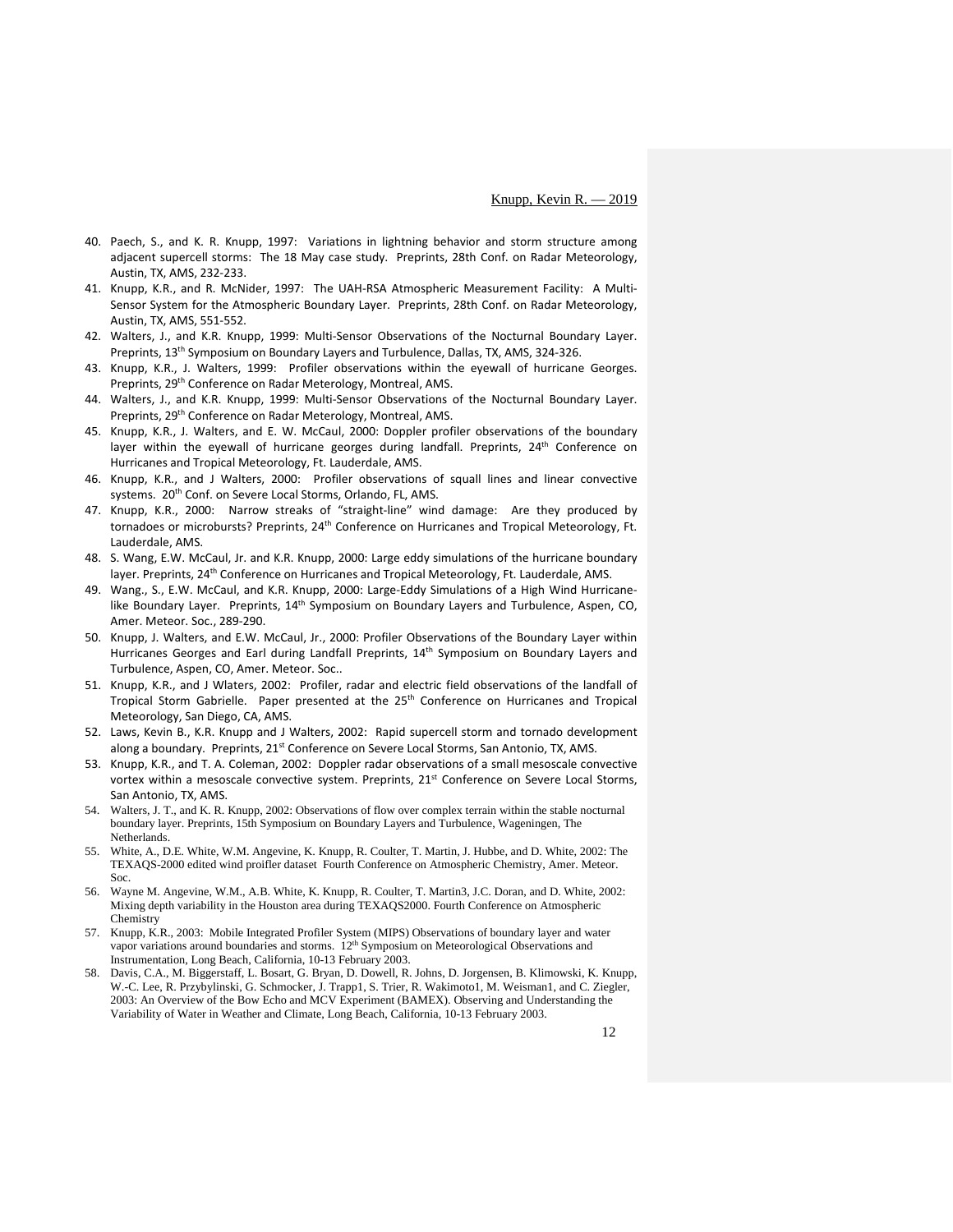40. Paech, S., and K. R. Knupp, 1997: Variations in lightning behavior and storm structure among adjacent supercell storms: The 18 May case study. Preprints, 28th Conf. on Radar Meteorology, Austin, TX, AMS, 232-233.
41. Knupp, K.R., and R. McNider, 1997: The UAH-RSA Atmospheric Measurement Facility: A Multi-Sensor System for the Atmospheric Boundary Layer. Preprints, 28th Conf. on Radar Meteorology, Austin, TX, AMS, 551-552.
42. Walters, J., and K.R. Knupp, 1999: Multi-Sensor Observations of the Nocturnal Boundary Layer. Preprints, 13th Symposium on Boundary Layers and Turbulence, Dallas, TX, AMS, 324-326.
43. Knupp, K.R., J. Walters, 1999: Profiler observations within the eyewall of hurricane Georges. Preprints, 29th Conference on Radar Meterology, Montreal, AMS.
44. Walters, J., and K.R. Knupp, 1999: Multi-Sensor Observations of the Nocturnal Boundary Layer. Preprints, 29th Conference on Radar Meterology, Montreal, AMS.
45. Knupp, K.R., J. Walters, and E. W. McCaul, 2000: Doppler profiler observations of the boundary layer within the eyewall of hurricane georges during landfall. Preprints, 24th Conference on Hurricanes and Tropical Meteorology, Ft. Lauderdale, AMS.
46. Knupp, K.R., and J Walters, 2000: Profiler observations of squall lines and linear convective systems. 20th Conf. on Severe Local Storms, Orlando, FL, AMS.
47. Knupp, K.R., 2000: Narrow streaks of "straight-line" wind damage: Are they produced by tornadoes or microbursts? Preprints, 24th Conference on Hurricanes and Tropical Meteorology, Ft. Lauderdale, AMS.
48. S. Wang, E.W. McCaul, Jr. and K.R. Knupp, 2000: Large eddy simulations of the hurricane boundary layer. Preprints, 24th Conference on Hurricanes and Tropical Meteorology, Ft. Lauderdale, AMS.
49. Wang., S., E.W. McCaul, and K.R. Knupp, 2000: Large-Eddy Simulations of a High Wind Hurricane-like Boundary Layer. Preprints, 14th Symposium on Boundary Layers and Turbulence, Aspen, CO, Amer. Meteor. Soc., 289-290.
50. Knupp, J. Walters, and E.W. McCaul, Jr., 2000: Profiler Observations of the Boundary Layer within Hurricanes Georges and Earl during Landfall Preprints, 14th Symposium on Boundary Layers and Turbulence, Aspen, CO, Amer. Meteor. Soc..
51. Knupp, K.R., and J Wlaters, 2002: Profiler, radar and electric field observations of the landfall of Tropical Storm Gabrielle. Paper presented at the 25th Conference on Hurricanes and Tropical Meteorology, San Diego, CA, AMS.
52. Laws, Kevin B., K.R. Knupp and J Walters, 2002: Rapid supercell storm and tornado development along a boundary. Preprints, 21st Conference on Severe Local Storms, San Antonio, TX, AMS.
53. Knupp, K.R., and T. A. Coleman, 2002: Doppler radar observations of a small mesoscale convective vortex within a mesoscale convective system. Preprints, 21st Conference on Severe Local Storms, San Antonio, TX, AMS.
54. Walters, J. T., and K. R. Knupp, 2002: Observations of flow over complex terrain within the stable nocturnal boundary layer. Preprints, 15th Symposium on Boundary Layers and Turbulence, Wageningen, The Netherlands.
55. White, A., D.E. White, W.M. Angevine, K. Knupp, R. Coulter, T. Martin, J. Hubbe, and D. White, 2002: The TEXAQS-2000 edited wind proifler dataset Fourth Conference on Atmospheric Chemistry, Amer. Meteor. Soc.
56. Wayne M. Angevine, W.M., A.B. White, K. Knupp, R. Coulter, T. Martin3, J.C. Doran, and D. White, 2002: Mixing depth variability in the Houston area during TEXAQS2000. Fourth Conference on Atmospheric Chemistry
57. Knupp, K.R., 2003: Mobile Integrated Profiler System (MIPS) Observations of boundary layer and water vapor variations around boundaries and storms. 12th Symposium on Meteorological Observations and Instrumentation, Long Beach, California, 10-13 February 2003.
58. Davis, C.A., M. Biggerstaff, L. Bosart, G. Bryan, D. Dowell, R. Johns, D. Jorgensen, B. Klimowski, K. Knupp, W.-C. Lee, R. Przybylinski, G. Schmocker, J. Trapp1, S. Trier, R. Wakimoto1, M. Weisman1, and C. Ziegler, 2003: An Overview of the Bow Echo and MCV Experiment (BAMEX). Observing and Understanding the Variability of Water in Weather and Climate, Long Beach, California, 10-13 February 2003.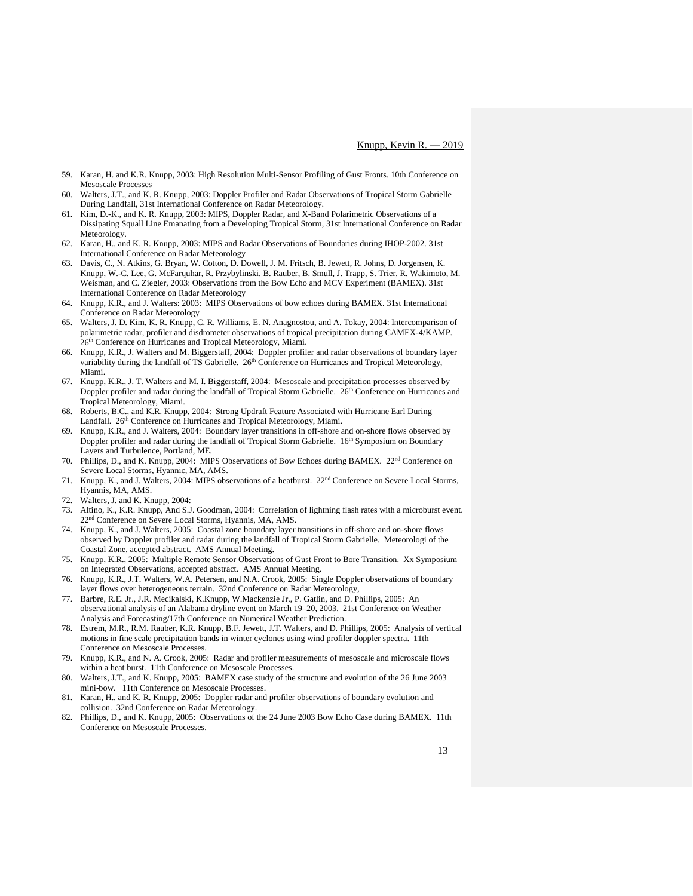59. Karan, H. and K.R. Knupp, 2003: High Resolution Multi-Sensor Profiling of Gust Fronts. 10th Conference on Mesoscale Processes
60. Walters, J.T., and K. R. Knupp, 2003: Doppler Profiler and Radar Observations of Tropical Storm Gabrielle During Landfall, 31st International Conference on Radar Meteorology.
61. Kim, D.-K., and K. R. Knupp, 2003: MIPS, Doppler Radar, and X-Band Polarimetric Observations of a Dissipating Squall Line Emanating from a Developing Tropical Storm, 31st International Conference on Radar Meteorology.
62. Karan, H., and K. R. Knupp, 2003: MIPS and Radar Observations of Boundaries during IHOP-2002. 31st International Conference on Radar Meteorology
63. Davis, C., N. Atkins, G. Bryan, W. Cotton, D. Dowell, J. M. Fritsch, B. Jewett, R. Johns, D. Jorgensen, K. Knupp, W.-C. Lee, G. McFarquhar, R. Przybylinski, B. Rauber, B. Smull, J. Trapp, S. Trier, R. Wakimoto, M. Weisman, and C. Ziegler, 2003: Observations from the Bow Echo and MCV Experiment (BAMEX). 31st International Conference on Radar Meteorology
64. Knupp, K.R., and J. Walters: 2003: MIPS Observations of bow echoes during BAMEX. 31st International Conference on Radar Meteorology
65. Walters, J. D. Kim, K. R. Knupp, C. R. Williams, E. N. Anagnostou, and A. Tokay, 2004: Intercomparison of polarimetric radar, profiler and disdrometer observations of tropical precipitation during CAMEX-4/KAMP. 26th Conference on Hurricanes and Tropical Meteorology, Miami.
66. Knupp, K.R., J. Walters and M. Biggerstaff, 2004: Doppler profiler and radar observations of boundary layer variability during the landfall of TS Gabrielle. 26th Conference on Hurricanes and Tropical Meteorology, Miami.
67. Knupp, K.R., J. T. Walters and M. I. Biggerstaff, 2004: Mesoscale and precipitation processes observed by Doppler profiler and radar during the landfall of Tropical Storm Gabrielle. 26th Conference on Hurricanes and Tropical Meteorology, Miami.
68. Roberts, B.C., and K.R. Knupp, 2004: Strong Updraft Feature Associated with Hurricane Earl During Landfall. 26th Conference on Hurricanes and Tropical Meteorology, Miami.
69. Knupp, K.R., and J. Walters, 2004: Boundary layer transitions in off-shore and on-shore flows observed by Doppler profiler and radar during the landfall of Tropical Storm Gabrielle. 16th Symposium on Boundary Layers and Turbulence, Portland, ME.
70. Phillips, D., and K. Knupp, 2004: MIPS Observations of Bow Echoes during BAMEX. 22nd Conference on Severe Local Storms, Hyannic, MA, AMS.
71. Knupp, K., and J. Walters, 2004: MIPS observations of a heatburst. 22nd Conference on Severe Local Storms, Hyannis, MA, AMS.
72. Walters, J. and K. Knupp, 2004:
73. Altino, K., K.R. Knupp, And S.J. Goodman, 2004: Correlation of lightning flash rates with a microburst event. 22nd Conference on Severe Local Storms, Hyannis, MA, AMS.
74. Knupp, K., and J. Walters, 2005: Coastal zone boundary layer transitions in off-shore and on-shore flows observed by Doppler profiler and radar during the landfall of Tropical Storm Gabrielle. Meteorologi of the Coastal Zone, accepted abstract. AMS Annual Meeting.
75. Knupp, K.R., 2005: Multiple Remote Sensor Observations of Gust Front to Bore Transition. Xx Symposium on Integrated Observations, accepted abstract. AMS Annual Meeting.
76. Knupp, K.R., J.T. Walters, W.A. Petersen, and N.A. Crook, 2005: Single Doppler observations of boundary layer flows over heterogeneous terrain. 32nd Conference on Radar Meteorology,
77. Barbre, R.E. Jr., J.R. Mecikalski, K.Knupp, W.Mackenzie Jr., P. Gatlin, and D. Phillips, 2005: An observational analysis of an Alabama dryline event on March 19–20, 2003. 21st Conference on Weather Analysis and Forecasting/17th Conference on Numerical Weather Prediction.
78. Estrem, M.R., R.M. Rauber, K.R. Knupp, B.F. Jewett, J.T. Walters, and D. Phillips, 2005: Analysis of vertical motions in fine scale precipitation bands in winter cyclones using wind profiler doppler spectra. 11th Conference on Mesoscale Processes.
79. Knupp, K.R., and N. A. Crook, 2005: Radar and profiler measurements of mesoscale and microscale flows within a heat burst. 11th Conference on Mesoscale Processes.
80. Walters, J.T., and K. Knupp, 2005: BAMEX case study of the structure and evolution of the 26 June 2003 mini-bow. 11th Conference on Mesoscale Processes.
81. Karan, H., and K. R. Knupp, 2005: Doppler radar and profiler observations of boundary evolution and collision. 32nd Conference on Radar Meteorology.
82. Phillips, D., and K. Knupp, 2005: Observations of the 24 June 2003 Bow Echo Case during BAMEX. 11th Conference on Mesoscale Processes.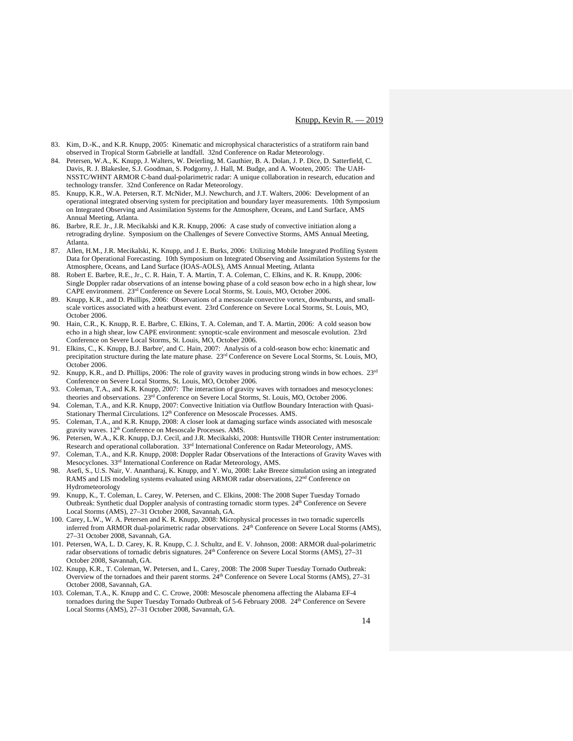83. Kim, D.-K., and K.R. Knupp, 2005: Kinematic and microphysical characteristics of a stratiform rain band observed in Tropical Storm Gabrielle at landfall. 32nd Conference on Radar Meteorology.
84. Petersen, W.A., K. Knupp, J. Walters, W. Deierling, M. Gauthier, B. A. Dolan, J. P. Dice, D. Satterfield, C. Davis, R. J. Blakeslee, S.J. Goodman, S. Podgorny, J. Hall, M. Budge, and A. Wooten, 2005: The UAH-NSSTC/WHNT ARMOR C-band dual-polarimetric radar: A unique collaboration in research, education and technology transfer. 32nd Conference on Radar Meteorology.
85. Knupp, K.R., W.A. Petersen, R.T. McNider, M.J. Newchurch, and J.T. Walters, 2006: Development of an operational integrated observing system for precipitation and boundary layer measurements. 10th Symposium on Integrated Observing and Assimilation Systems for the Atmosphere, Oceans, and Land Surface, AMS Annual Meeting, Atlanta.
86. Barbre, R.E. Jr., J.R. Mecikalski and K.R. Knupp, 2006: A case study of convective initiation along a retrograding dryline. Symposium on the Challenges of Severe Convective Storms, AMS Annual Meeting, Atlanta.
87. Allen, H.M., J.R. Mecikalski, K. Knupp, and J. E. Burks, 2006: Utilizing Mobile Integrated Profiling System Data for Operational Forecasting. 10th Symposium on Integrated Observing and Assimilation Systems for the Atmosphere, Oceans, and Land Surface (IOAS-AOLS), AMS Annual Meeting, Atlanta
88. Robert E. Barbre, R.E., Jr., C. R. Hain, T. A. Martin, T. A. Coleman, C. Elkins, and K. R. Knupp, 2006: Single Doppler radar observations of an intense bowing phase of a cold season bow echo in a high shear, low CAPE environment. 23rd Conference on Severe Local Storms, St. Louis, MO, October 2006.
89. Knupp, K.R., and D. Phillips, 2006: Observations of a mesoscale convective vortex, downbursts, and small-scale vortices associated with a heatburst event. 23rd Conference on Severe Local Storms, St. Louis, MO, October 2006.
90. Hain, C.R., K. Knupp, R. E. Barbre, C. Elkins, T. A. Coleman, and T. A. Martin, 2006: A cold season bow echo in a high shear, low CAPE environment: synoptic-scale environment and mesoscale evolution. 23rd Conference on Severe Local Storms, St. Louis, MO, October 2006.
91. Elkins, C., K. Knupp, B.J. Barbre', and C. Hain, 2007: Analysis of a cold-season bow echo: kinematic and precipitation structure during the late mature phase. 23rd Conference on Severe Local Storms, St. Louis, MO, October 2006.
92. Knupp, K.R., and D. Phillips, 2006: The role of gravity waves in producing strong winds in bow echoes. 23rd Conference on Severe Local Storms, St. Louis, MO, October 2006.
93. Coleman, T.A., and K.R. Knupp, 2007: The interaction of gravity waves with tornadoes and mesocyclones: theories and observations. 23rd Conference on Severe Local Storms, St. Louis, MO, October 2006.
94. Coleman, T.A., and K.R. Knupp, 2007: Convective Initiation via Outflow Boundary Interaction with Quasi-Stationary Thermal Circulations. 12th Conference on Mesoscale Processes. AMS.
95. Coleman, T.A., and K.R. Knupp, 2008: A closer look at damaging surface winds associated with mesoscale gravity waves. 12th Conference on Mesoscale Processes. AMS.
96. Petersen, W.A., K.R. Knupp, D.J. Cecil, and J.R. Mecikalski, 2008: Huntsville THOR Center instrumentation: Research and operational collaboration. 33rd International Conference on Radar Meteorology, AMS.
97. Coleman, T.A., and K.R. Knupp, 2008: Doppler Radar Observations of the Interactions of Gravity Waves with Mesocyclones. 33rd International Conference on Radar Meteorology, AMS.
98. Asefi, S., U.S. Nair, V. Anantharaj, K. Knupp, and Y. Wu, 2008: Lake Breeze simulation using an integrated RAMS and LIS modeling systems evaluated using ARMOR radar observations, 22nd Conference on Hydrometeorology
99. Knupp, K., T. Coleman, L. Carey, W. Petersen, and C. Elkins, 2008: The 2008 Super Tuesday Tornado Outbreak: Synthetic dual Doppler analysis of contrasting tornadic storm types. 24th Conference on Severe Local Storms (AMS), 27–31 October 2008, Savannah, GA.
100. Carey, L.W., W. A. Petersen and K. R. Knupp, 2008: Microphysical processes in two tornadic supercells inferred from ARMOR dual-polarimetric radar observations. 24th Conference on Severe Local Storms (AMS), 27–31 October 2008, Savannah, GA.
101. Petersen, WA, L. D. Carey, K. R. Knupp, C. J. Schultz, and E. V. Johnson, 2008: ARMOR dual-polarimetric radar observations of tornadic debris signatures. 24th Conference on Severe Local Storms (AMS), 27–31 October 2008, Savannah, GA.
102. Knupp, K.R., T. Coleman, W. Petersen, and L. Carey, 2008: The 2008 Super Tuesday Tornado Outbreak: Overview of the tornadoes and their parent storms. 24th Conference on Severe Local Storms (AMS), 27–31 October 2008, Savannah, GA.
103. Coleman, T.A., K. Knupp and C. C. Crowe, 2008: Mesoscale phenomena affecting the Alabama EF-4 tornadoes during the Super Tuesday Tornado Outbreak of 5-6 February 2008. 24th Conference on Severe Local Storms (AMS), 27–31 October 2008, Savannah, GA.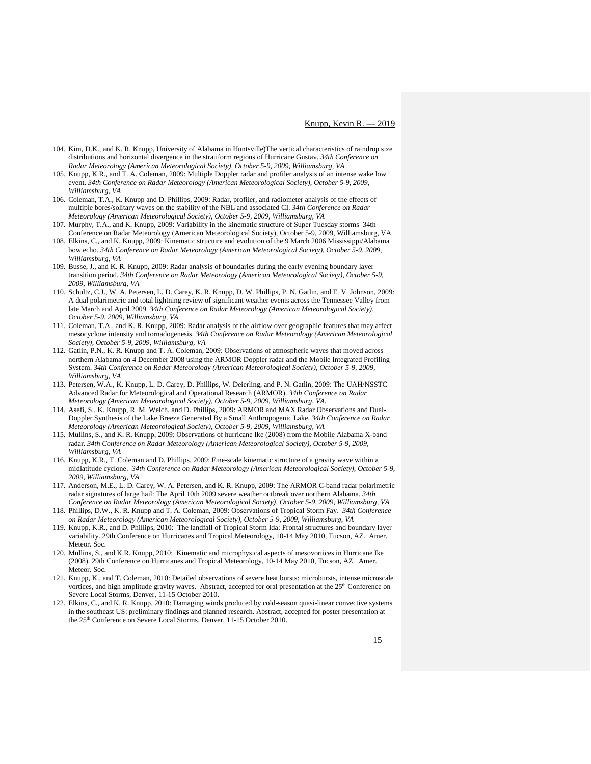104. Kim, D.K., and K. R. Knupp, University of Alabama in Huntsville)The vertical characteristics of raindrop size distributions and horizontal divergence in the stratiform regions of Hurricane Gustav. *34th Conference on Radar Meteorology (American Meteorological Society), October 5-9, 2009, Williamsburg, VA*
105. Knupp, K.R., and T. A. Coleman, 2009: Multiple Doppler radar and profiler analysis of an intense wake low event. *34th Conference on Radar Meteorology (American Meteorological Society), October 5-9, 2009, Williamsburg, VA*
106. Coleman, T.A., K. Knupp and D. Phillips, 2009: Radar, profiler, and radiometer analysis of the effects of multiple bores/solitary waves on the stability of the NBL and associated CI. *34th Conference on Radar Meteorology (American Meteorological Society), October 5-9, 2009, Williamsburg, VA*
107. Murphy, T.A., and K. Knupp, 2009: Variability in the kinematic structure of Super Tuesday storms 34th Conference on Radar Meteorology (American Meteorological Society), October 5-9, 2009, Williamsburg, VA
108. Elkins, C., and K. Knupp, 2009: Kinematic structure and evolution of the 9 March 2006 Mississippi/Alabama bow echo. *34th Conference on Radar Meteorology (American Meteorological Society), October 5-9, 2009, Williamsburg, VA*
109. Busse, J., and K. R. Knupp, 2009: Radar analysis of boundaries during the early evening boundary layer transition period. *34th Conference on Radar Meteorology (American Meteorological Society), October 5-9, 2009, Williamsburg, VA*
110. Schultz, C.J., W. A. Petersen, L. D. Carey, K. R. Knupp, D. W. Phillips, P. N. Gatlin, and E. V. Johnson, 2009: A dual polarimetric and total lightning review of significant weather events across the Tennessee Valley from late March and April 2009. *34th Conference on Radar Meteorology (American Meteorological Society), October 5-9, 2009, Williamsburg, VA.*
111. Coleman, T.A., and K. R. Knupp, 2009: Radar analysis of the airflow over geographic features that may affect mesocyclone intensity and tornadogenesis. *34th Conference on Radar Meteorology (American Meteorological Society), October 5-9, 2009, Williamsburg, VA*
112. Gatlin, P.N., K. R. Knupp and T. A. Coleman, 2009: Observations of atmospheric waves that moved across northern Alabama on 4 December 2008 using the ARMOR Doppler radar and the Mobile Integrated Profiling System. *34th Conference on Radar Meteorology (American Meteorological Society), October 5-9, 2009, Williamsburg, VA*
113. Petersen, W.A., K. Knupp, L. D. Carey, D. Phillips, W. Deierling, and P. N. Gatlin, 2009: The UAH/NSSTC Advanced Radar for Meteorological and Operational Research (ARMOR). *34th Conference on Radar Meteorology (American Meteorological Society), October 5-9, 2009, Williamsburg, VA.*
114. Asefi, S., K. Knupp, R. M. Welch, and D. Phillips, 2009: ARMOR and MAX Radar Observations and Dual-Doppler Synthesis of the Lake Breeze Generated By a Small Anthropogenic Lake. *34th Conference on Radar Meteorology (American Meteorological Society), October 5-9, 2009, Williamsburg, VA*
115. Mullins, S., and K. R. Knupp, 2009: Observations of hurricane Ike (2008) from the Mobile Alabama X-band radar. *34th Conference on Radar Meteorology (American Meteorological Society), October 5-9, 2009, Williamsburg, VA*
116. Knupp, K.R., T. Coleman and D. Phillips, 2009: Fine-scale kinematic structure of a gravity wave within a midlatitude cyclone. *34th Conference on Radar Meteorology (American Meteorological Society), October 5-9, 2009, Williamsburg, VA*
117. Anderson, M.E., L. D. Carey, W. A. Petersen, and K. R. Knupp, 2009: The ARMOR C-band radar polarimetric radar signatures of large hail: The April 10th 2009 severe weather outbreak over northern Alabama. *34th Conference on Radar Meteorology (American Meteorological Society), October 5-9, 2009, Williamsburg, VA*
118. Phillips, D.W., K. R. Knupp and T. A. Coleman, 2009: Observations of Tropical Storm Fay. *34th Conference on Radar Meteorology (American Meteorological Society), October 5-9, 2009, Williamsburg, VA*
119. Knupp, K.R., and D. Phillips, 2010: The landfall of Tropical Storm Ida: Frontal structures and boundary layer variability. 29th Conference on Hurricanes and Tropical Meteorology, 10-14 May 2010, Tucson, AZ. Amer. Meteor. Soc.
120. Mullins, S., and K.R. Knupp, 2010: Kinematic and microphysical aspects of mesovortices in Hurricane Ike (2008). 29th Conference on Hurricanes and Tropical Meteorology, 10-14 May 2010, Tucson, AZ. Amer. Meteor. Soc.
121. Knupp, K., and T. Coleman, 2010: Detailed observations of severe heat bursts: microbursts, intense microscale vortices, and high amplitude gravity waves. Abstract, accepted for oral presentation at the 25th Conference on Severe Local Storms, Denver, 11-15 October 2010.
122. Elkins, C., and K. R. Knupp, 2010: Damaging winds produced by cold-season quasi-linear convective systems in the southeast US: preliminary findings and planned research. Abstract, accepted for poster presentation at the 25th Conference on Severe Local Storms, Denver, 11-15 October 2010.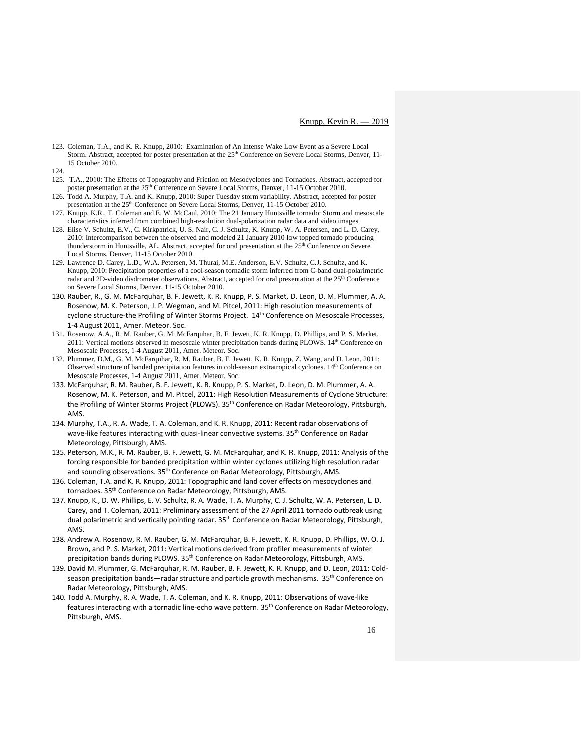123. Coleman, T.A., and K. R. Knupp, 2010: Examination of An Intense Wake Low Event as a Severe Local Storm. Abstract, accepted for poster presentation at the 25th Conference on Severe Local Storms, Denver, 11-15 October 2010.
124.
125. T.A., 2010: The Effects of Topography and Friction on Mesocyclones and Tornadoes. Abstract, accepted for poster presentation at the 25th Conference on Severe Local Storms, Denver, 11-15 October 2010.
126. Todd A. Murphy, T.A. and K. Knupp, 2010: Super Tuesday storm variability. Abstract, accepted for poster presentation at the 25th Conference on Severe Local Storms, Denver, 11-15 October 2010.
127. Knupp, K.R., T. Coleman and E. W. McCaul, 2010: The 21 January Huntsville tornado: Storm and mesoscale characteristics inferred from combined high-resolution dual-polarization radar data and video images
128. Elise V. Schultz, E.V., C. Kirkpatrick, U. S. Nair, C. J. Schultz, K. Knupp, W. A. Petersen, and L. D. Carey, 2010: Intercomparison between the observed and modeled 21 January 2010 low topped tornado producing thunderstorm in Huntsville, AL. Abstract, accepted for oral presentation at the 25th Conference on Severe Local Storms, Denver, 11-15 October 2010.
129. Lawrence D. Carey, L.D., W.A. Petersen, M. Thurai, M.E. Anderson, E.V. Schultz, C.J. Schultz, and K. Knupp, 2010: Precipitation properties of a cool-season tornadic storm inferred from C-band dual-polarimetric radar and 2D-video disdrometer observations. Abstract, accepted for oral presentation at the 25th Conference on Severe Local Storms, Denver, 11-15 October 2010.
130. Rauber, R., G. M. McFarquhar, B. F. Jewett, K. R. Knupp, P. S. Market, D. Leon, D. M. Plummer, A. A. Rosenow, M. K. Peterson, J. P. Wegman, and M. Pitcel, 2011: High resolution measurements of cyclone structure-the Profiling of Winter Storms Project. 14th Conference on Mesoscale Processes, 1-4 August 2011, Amer. Meteor. Soc.
131. Rosenow, A.A., R. M. Rauber, G. M. McFarquhar, B. F. Jewett, K. R. Knupp, D. Phillips, and P. S. Market, 2011: Vertical motions observed in mesoscale winter precipitation bands during PLOWS. 14th Conference on Mesoscale Processes, 1-4 August 2011, Amer. Meteor. Soc.
132. Plummer, D.M., G. M. McFarquhar, R. M. Rauber, B. F. Jewett, K. R. Knupp, Z. Wang, and D. Leon, 2011: Observed structure of banded precipitation features in cold-season extratropical cyclones. 14th Conference on Mesoscale Processes, 1-4 August 2011, Amer. Meteor. Soc.
133. McFarquhar, R. M. Rauber, B. F. Jewett, K. R. Knupp, P. S. Market, D. Leon, D. M. Plummer, A. A. Rosenow, M. K. Peterson, and M. Pitcel, 2011: High Resolution Measurements of Cyclone Structure: the Profiling of Winter Storms Project (PLOWS). 35th Conference on Radar Meteorology, Pittsburgh, AMS.
134. Murphy, T.A., R. A. Wade, T. A. Coleman, and K. R. Knupp, 2011: Recent radar observations of wave-like features interacting with quasi-linear convective systems. 35th Conference on Radar Meteorology, Pittsburgh, AMS.
135. Peterson, M.K., R. M. Rauber, B. F. Jewett, G. M. McFarquhar, and K. R. Knupp, 2011: Analysis of the forcing responsible for banded precipitation within winter cyclones utilizing high resolution radar and sounding observations. 35th Conference on Radar Meteorology, Pittsburgh, AMS.
136. Coleman, T.A. and K. R. Knupp, 2011: Topographic and land cover effects on mesocyclones and tornadoes. 35th Conference on Radar Meteorology, Pittsburgh, AMS.
137. Knupp, K., D. W. Phillips, E. V. Schultz, R. A. Wade, T. A. Murphy, C. J. Schultz, W. A. Petersen, L. D. Carey, and T. Coleman, 2011: Preliminary assessment of the 27 April 2011 tornado outbreak using dual polarimetric and vertically pointing radar. 35th Conference on Radar Meteorology, Pittsburgh, AMS.
138. Andrew A. Rosenow, R. M. Rauber, G. M. McFarquhar, B. F. Jewett, K. R. Knupp, D. Phillips, W. O. J. Brown, and P. S. Market, 2011: Vertical motions derived from profiler measurements of winter precipitation bands during PLOWS. 35th Conference on Radar Meteorology, Pittsburgh, AMS.
139. David M. Plummer, G. McFarquhar, R. M. Rauber, B. F. Jewett, K. R. Knupp, and D. Leon, 2011: Cold-season precipitation bands—radar structure and particle growth mechanisms. 35th Conference on Radar Meteorology, Pittsburgh, AMS.
140. Todd A. Murphy, R. A. Wade, T. A. Coleman, and K. R. Knupp, 2011: Observations of wave-like features interacting with a tornadic line-echo wave pattern. 35th Conference on Radar Meteorology, Pittsburgh, AMS.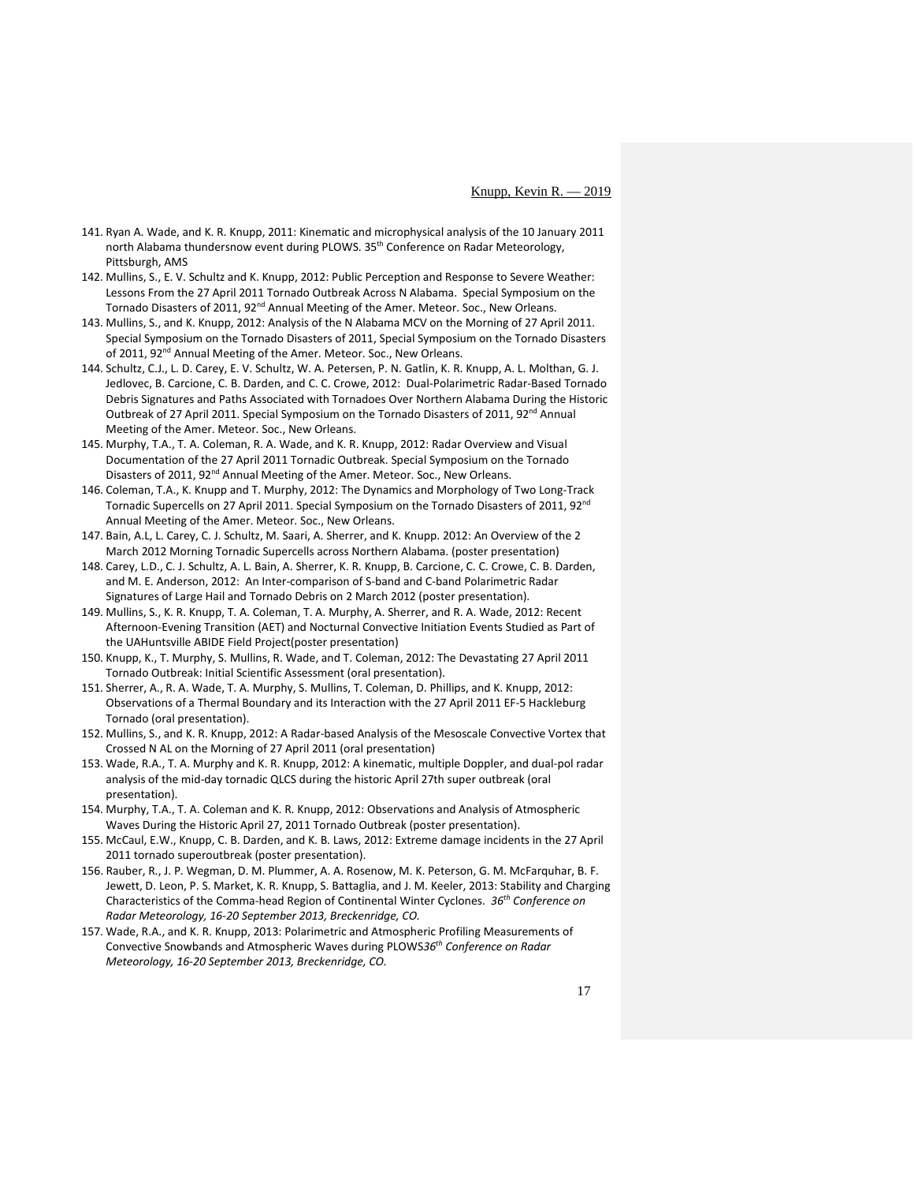141. Ryan A. Wade, and K. R. Knupp, 2011: Kinematic and microphysical analysis of the 10 January 2011 north Alabama thundersnow event during PLOWS. 35th Conference on Radar Meteorology, Pittsburgh, AMS
142. Mullins, S., E. V. Schultz and K. Knupp, 2012: Public Perception and Response to Severe Weather: Lessons From the 27 April 2011 Tornado Outbreak Across N Alabama. Special Symposium on the Tornado Disasters of 2011, 92nd Annual Meeting of the Amer. Meteor. Soc., New Orleans.
143. Mullins, S., and K. Knupp, 2012: Analysis of the N Alabama MCV on the Morning of 27 April 2011. Special Symposium on the Tornado Disasters of 2011, Special Symposium on the Tornado Disasters of 2011, 92nd Annual Meeting of the Amer. Meteor. Soc., New Orleans.
144. Schultz, C.J., L. D. Carey, E. V. Schultz, W. A. Petersen, P. N. Gatlin, K. R. Knupp, A. L. Molthan, G. J. Jedlovec, B. Carcione, C. B. Darden, and C. C. Crowe, 2012: Dual-Polarimetric Radar-Based Tornado Debris Signatures and Paths Associated with Tornadoes Over Northern Alabama During the Historic Outbreak of 27 April 2011. Special Symposium on the Tornado Disasters of 2011, 92nd Annual Meeting of the Amer. Meteor. Soc., New Orleans.
145. Murphy, T.A., T. A. Coleman, R. A. Wade, and K. R. Knupp, 2012: Radar Overview and Visual Documentation of the 27 April 2011 Tornadic Outbreak. Special Symposium on the Tornado Disasters of 2011, 92nd Annual Meeting of the Amer. Meteor. Soc., New Orleans.
146. Coleman, T.A., K. Knupp and T. Murphy, 2012: The Dynamics and Morphology of Two Long-Track Tornadic Supercells on 27 April 2011. Special Symposium on the Tornado Disasters of 2011, 92nd Annual Meeting of the Amer. Meteor. Soc., New Orleans.
147. Bain, A.L, L. Carey, C. J. Schultz, M. Saari, A. Sherrer, and K. Knupp. 2012: An Overview of the 2 March 2012 Morning Tornadic Supercells across Northern Alabama. (poster presentation)
148. Carey, L.D., C. J. Schultz, A. L. Bain, A. Sherrer, K. R. Knupp, B. Carcione, C. C. Crowe, C. B. Darden, and M. E. Anderson, 2012: An Inter-comparison of S-band and C-band Polarimetric Radar Signatures of Large Hail and Tornado Debris on 2 March 2012 (poster presentation).
149. Mullins, S., K. R. Knupp, T. A. Coleman, T. A. Murphy, A. Sherrer, and R. A. Wade, 2012: Recent Afternoon-Evening Transition (AET) and Nocturnal Convective Initiation Events Studied as Part of the UAHuntsville ABIDE Field Project(poster presentation)
150. Knupp, K., T. Murphy, S. Mullins, R. Wade, and T. Coleman, 2012: The Devastating 27 April 2011 Tornado Outbreak: Initial Scientific Assessment (oral presentation).
151. Sherrer, A., R. A. Wade, T. A. Murphy, S. Mullins, T. Coleman, D. Phillips, and K. Knupp, 2012: Observations of a Thermal Boundary and its Interaction with the 27 April 2011 EF-5 Hackleburg Tornado (oral presentation).
152. Mullins, S., and K. R. Knupp, 2012: A Radar-based Analysis of the Mesoscale Convective Vortex that Crossed N AL on the Morning of 27 April 2011 (oral presentation)
153. Wade, R.A., T. A. Murphy and K. R. Knupp, 2012: A kinematic, multiple Doppler, and dual-pol radar analysis of the mid-day tornadic QLCS during the historic April 27th super outbreak (oral presentation).
154. Murphy, T.A., T. A. Coleman and K. R. Knupp, 2012: Observations and Analysis of Atmospheric Waves During the Historic April 27, 2011 Tornado Outbreak (poster presentation).
155. McCaul, E.W., Knupp, C. B. Darden, and K. B. Laws, 2012: Extreme damage incidents in the 27 April 2011 tornado superoutbreak (poster presentation).
156. Rauber, R., J. P. Wegman, D. M. Plummer, A. A. Rosenow, M. K. Peterson, G. M. McFarquhar, B. F. Jewett, D. Leon, P. S. Market, K. R. Knupp, S. Battaglia, and J. M. Keeler, 2013: Stability and Charging Characteristics of the Comma-head Region of Continental Winter Cyclones. *36th Conference on Radar Meteorology, 16-20 September 2013, Breckenridge, CO.*
157. Wade, R.A., and K. R. Knupp, 2013: Polarimetric and Atmospheric Profiling Measurements of Convective Snowbands and Atmospheric Waves during PLOWS*36th Conference on Radar Meteorology, 16-20 September 2013, Breckenridge, CO.*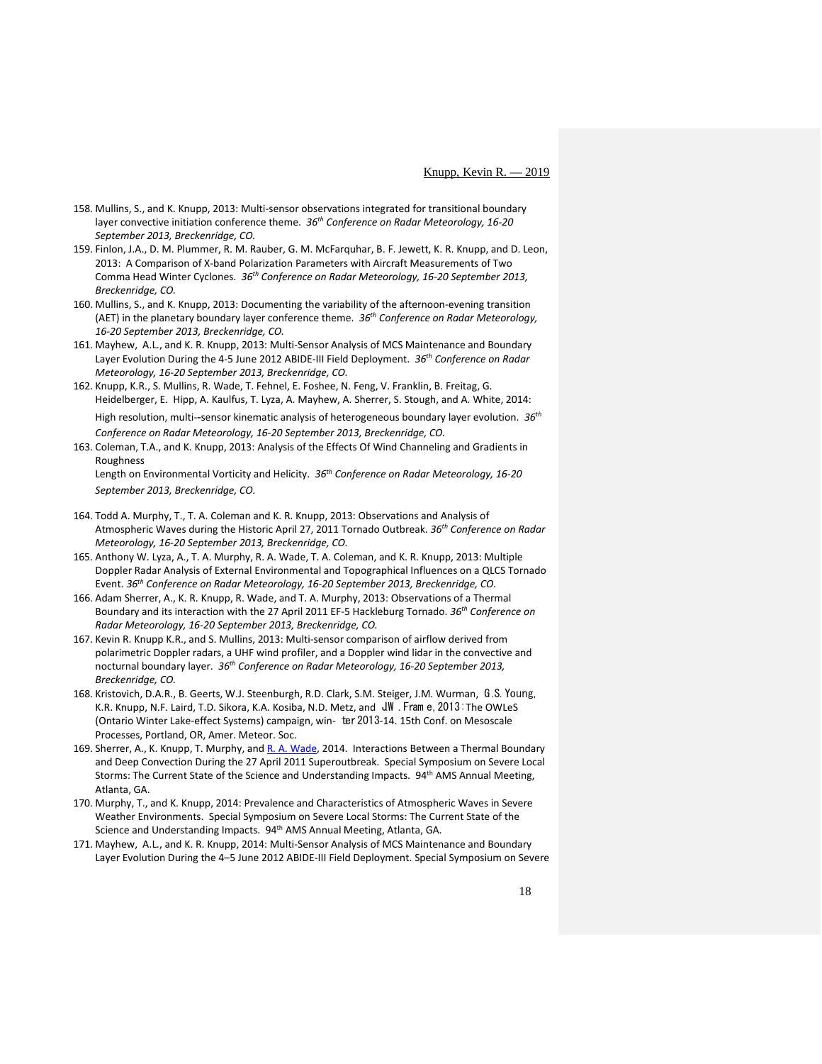158. Mullins, S., and K. Knupp, 2013: Multi-sensor observations integrated for transitional boundary layer convective initiation conference theme. *36th Conference on Radar Meteorology, 16-20 September 2013, Breckenridge, CO.*
159. Finlon, J.A., D. M. Plummer, R. M. Rauber, G. M. McFarquhar, B. F. Jewett, K. R. Knupp, and D. Leon, 2013: A Comparison of X-band Polarization Parameters with Aircraft Measurements of Two Comma Head Winter Cyclones. *36th Conference on Radar Meteorology, 16-20 September 2013, Breckenridge, CO.*
160. Mullins, S., and K. Knupp, 2013: Documenting the variability of the afternoon-evening transition (AET) in the planetary boundary layer conference theme. *36th Conference on Radar Meteorology, 16-20 September 2013, Breckenridge, CO.*
161. Mayhew, A.L., and K. R. Knupp, 2013: Multi-Sensor Analysis of MCS Maintenance and Boundary Layer Evolution During the 4-5 June 2012 ABIDE-III Field Deployment. *36th Conference on Radar Meteorology, 16-20 September 2013, Breckenridge, CO.*
162. Knupp, K.R., S. Mullins, R. Wade, T. Fehnel, E. Foshee, N. Feng, V. Franklin, B. Freitag, G. Heidelberger, E. Hipp, A. Kaulfus, T. Lyza, A. Mayhew, A. Sherrer, S. Stough, and A. White, 2014: High resolution, multi--sensor kinematic analysis of heterogeneous boundary layer evolution. *36th Conference on Radar Meteorology, 16-20 September 2013, Breckenridge, CO.*
163. Coleman, T.A., and K. Knupp, 2013: Analysis of the Effects Of Wind Channeling and Gradients in Roughness Length on Environmental Vorticity and Helicity. *36th Conference on Radar Meteorology, 16-20 September 2013, Breckenridge, CO.*
164. Todd A. Murphy, T., T. A. Coleman and K. R. Knupp, 2013: Observations and Analysis of Atmospheric Waves during the Historic April 27, 2011 Tornado Outbreak. *36th Conference on Radar Meteorology, 16-20 September 2013, Breckenridge, CO.*
165. Anthony W. Lyza, A., T. A. Murphy, R. A. Wade, T. A. Coleman, and K. R. Knupp, 2013: Multiple Doppler Radar Analysis of External Environmental and Topographical Influences on a QLCS Tornado Event. *36th Conference on Radar Meteorology, 16-20 September 2013, Breckenridge, CO.*
166. Adam Sherrer, A., K. R. Knupp, R. Wade, and T. A. Murphy, 2013: Observations of a Thermal Boundary and its interaction with the 27 April 2011 EF-5 Hackleburg Tornado. *36th Conference on Radar Meteorology, 16-20 September 2013, Breckenridge, CO.*
167. Kevin R. Knupp K.R., and S. Mullins, 2013: Multi-sensor comparison of airflow derived from polarimetric Doppler radars, a UHF wind profiler, and a Doppler wind lidar in the convective and nocturnal boundary layer. *36th Conference on Radar Meteorology, 16-20 September 2013, Breckenridge, CO.*
168. Kristovich, D.A.R., B. Geerts, W.J. Steenburgh, R.D. Clark, S.M. Steiger, J.M. Wurman, G.S. Young, K.R. Knupp, N.F. Laird, T.D. Sikora, K.A. Kosiba, N.D. Metz, and JW. Frame, 2013: The OWLeS (Ontario Winter Lake-effect Systems) campaign, win- ter 2013-14. 15th Conf. on Mesoscale Processes, Portland, OR, Amer. Meteor. Soc.
169. Sherrer, A., K. Knupp, T. Murphy, and R. A. Wade, 2014. Interactions Between a Thermal Boundary and Deep Convection During the 27 April 2011 Superoutbreak. Special Symposium on Severe Local Storms: The Current State of the Science and Understanding Impacts. 94th AMS Annual Meeting, Atlanta, GA.
170. Murphy, T., and K. Knupp, 2014: Prevalence and Characteristics of Atmospheric Waves in Severe Weather Environments. Special Symposium on Severe Local Storms: The Current State of the Science and Understanding Impacts. 94th AMS Annual Meeting, Atlanta, GA.
171. Mayhew, A.L., and K. R. Knupp, 2014: Multi-Sensor Analysis of MCS Maintenance and Boundary Layer Evolution During the 4–5 June 2012 ABIDE-III Field Deployment. Special Symposium on Severe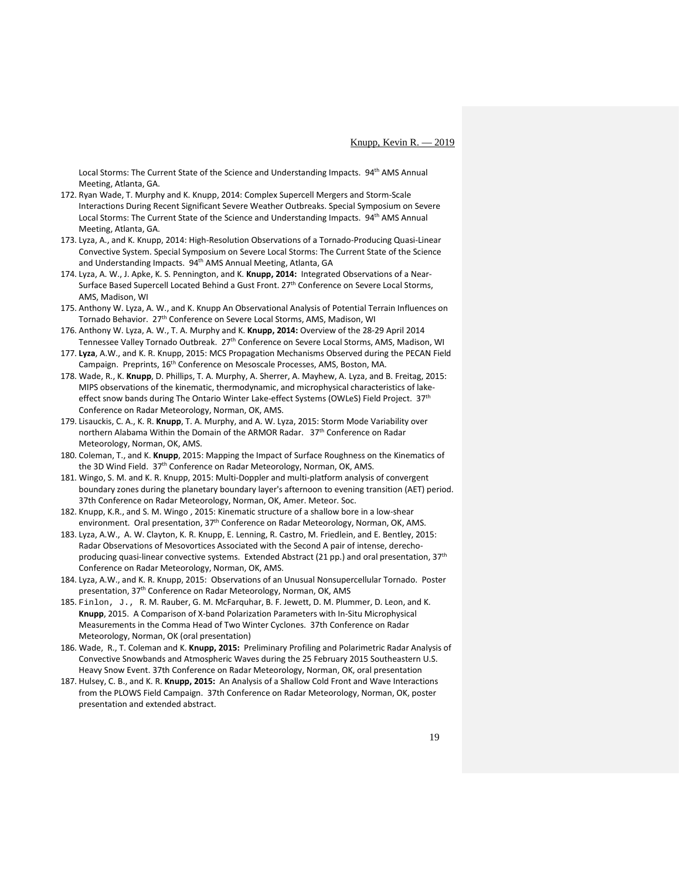Local Storms: The Current State of the Science and Understanding Impacts. 94th AMS Annual Meeting, Atlanta, GA.

172. Ryan Wade, T. Murphy and K. Knupp, 2014: Complex Supercell Mergers and Storm-Scale Interactions During Recent Significant Severe Weather Outbreaks. Special Symposium on Severe Local Storms: The Current State of the Science and Understanding Impacts. 94th AMS Annual Meeting, Atlanta, GA.
173. Lyza, A., and K. Knupp, 2014: High-Resolution Observations of a Tornado-Producing Quasi-Linear Convective System. Special Symposium on Severe Local Storms: The Current State of the Science and Understanding Impacts. 94th AMS Annual Meeting, Atlanta, GA
174. Lyza, A. W., J. Apke, K. S. Pennington, and K. **Knupp, 2014:** Integrated Observations of a Near-Surface Based Supercell Located Behind a Gust Front. 27th Conference on Severe Local Storms, AMS, Madison, WI
175. Anthony W. Lyza, A. W., and K. Knupp An Observational Analysis of Potential Terrain Influences on Tornado Behavior. 27th Conference on Severe Local Storms, AMS, Madison, WI
176. Anthony W. Lyza, A. W., T. A. Murphy and K. **Knupp, 2014:** Overview of the 28-29 April 2014 Tennessee Valley Tornado Outbreak. 27th Conference on Severe Local Storms, AMS, Madison, WI
177. **Lyza**, A.W., and K. R. Knupp, 2015: MCS Propagation Mechanisms Observed during the PECAN Field Campaign. Preprints, 16th Conference on Mesoscale Processes, AMS, Boston, MA.
178. Wade, R., K. **Knupp**, D. Phillips, T. A. Murphy, A. Sherrer, A. Mayhew, A. Lyza, and B. Freitag, 2015: MIPS observations of the kinematic, thermodynamic, and microphysical characteristics of lake-effect snow bands during The Ontario Winter Lake-effect Systems (OWLeS) Field Project. 37th Conference on Radar Meteorology, Norman, OK, AMS.
179. Lisauckis, C. A., K. R. **Knupp**, T. A. Murphy, and A. W. Lyza, 2015: Storm Mode Variability over northern Alabama Within the Domain of the ARMOR Radar. 37th Conference on Radar Meteorology, Norman, OK, AMS.
180. Coleman, T., and K. **Knupp**, 2015: Mapping the Impact of Surface Roughness on the Kinematics of the 3D Wind Field. 37th Conference on Radar Meteorology, Norman, OK, AMS.
181. Wingo, S. M. and K. R. Knupp, 2015: Multi-Doppler and multi-platform analysis of convergent boundary zones during the planetary boundary layer's afternoon to evening transition (AET) period. 37th Conference on Radar Meteorology, Norman, OK, Amer. Meteor. Soc.
182. Knupp, K.R., and S. M. Wingo , 2015: Kinematic structure of a shallow bore in a low-shear environment. Oral presentation, 37th Conference on Radar Meteorology, Norman, OK, AMS.
183. Lyza, A.W., A. W. Clayton, K. R. Knupp, E. Lenning, R. Castro, M. Friedlein, and E. Bentley, 2015: Radar Observations of Mesovortices Associated with the Second A pair of intense, derecho-producing quasi-linear convective systems. Extended Abstract (21 pp.) and oral presentation, 37th Conference on Radar Meteorology, Norman, OK, AMS.
184. Lyza, A.W., and K. R. Knupp, 2015: Observations of an Unusual Nonsupercellular Tornado. Poster presentation, 37th Conference on Radar Meteorology, Norman, OK, AMS
185. Finlon, J., R. M. Rauber, G. M. McFarquhar, B. F. Jewett, D. M. Plummer, D. Leon, and K. **Knupp**, 2015. A Comparison of X-band Polarization Parameters with In-Situ Microphysical Measurements in the Comma Head of Two Winter Cyclones. 37th Conference on Radar Meteorology, Norman, OK (oral presentation)
186. Wade, R., T. Coleman and K. **Knupp, 2015:** Preliminary Profiling and Polarimetric Radar Analysis of Convective Snowbands and Atmospheric Waves during the 25 February 2015 Southeastern U.S. Heavy Snow Event. 37th Conference on Radar Meteorology, Norman, OK, oral presentation
187. Hulsey, C. B., and K. R. **Knupp, 2015:** An Analysis of a Shallow Cold Front and Wave Interactions from the PLOWS Field Campaign. 37th Conference on Radar Meteorology, Norman, OK, poster presentation and extended abstract.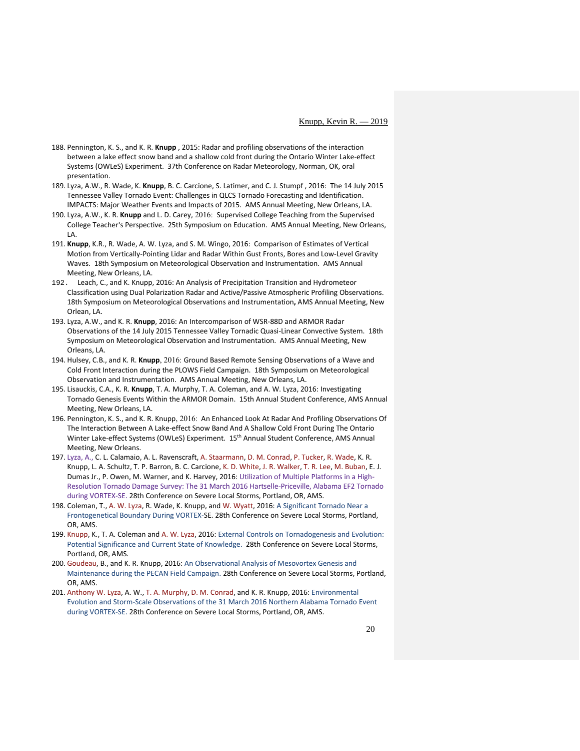188. Pennington, K. S., and K. R. **Knupp** , 2015: Radar and profiling observations of the interaction between a lake effect snow band and a shallow cold front during the Ontario Winter Lake-effect Systems (OWLeS) Experiment. 37th Conference on Radar Meteorology, Norman, OK, oral presentation.
189. Lyza, A.W., R. Wade, K. **Knupp**, B. C. Carcione, S. Latimer, and C. J. Stumpf , 2016: The 14 July 2015 Tennessee Valley Tornado Event: Challenges in QLCS Tornado Forecasting and Identification. IMPACTS: Major Weather Events and Impacts of 2015. AMS Annual Meeting, New Orleans, LA.
190. Lyza, A.W., K. R. **Knupp** and L. D. Carey, 2016: Supervised College Teaching from the Supervised College Teacher's Perspective. 25th Symposium on Education. AMS Annual Meeting, New Orleans, LA.
191. **Knupp**, K.R., R. Wade, A. W. Lyza, and S. M. Wingo, 2016: Comparison of Estimates of Vertical Motion from Vertically-Pointing Lidar and Radar Within Gust Fronts, Bores and Low-Level Gravity Waves. 18th Symposium on Meteorological Observation and Instrumentation. AMS Annual Meeting, New Orleans, LA.
192. Leach, C., and K. Knupp, 2016: An Analysis of Precipitation Transition and Hydrometeor Classification using Dual Polarization Radar and Active/Passive Atmospheric Profiling Observations. 18th Symposium on Meteorological Observations and Instrumentation**,** AMS Annual Meeting, New Orlean, LA.
193. Lyza, A.W., and K. R. **Knupp**, 2016: An Intercomparison of WSR-88D and ARMOR Radar Observations of the 14 July 2015 Tennessee Valley Tornadic Quasi-Linear Convective System. 18th Symposium on Meteorological Observation and Instrumentation. AMS Annual Meeting, New Orleans, LA.
194. Hulsey, C.B., and K. R. **Knupp**, 2016: Ground Based Remote Sensing Observations of a Wave and Cold Front Interaction during the PLOWS Field Campaign. 18th Symposium on Meteorological Observation and Instrumentation. AMS Annual Meeting, New Orleans, LA.
195. Lisauckis, C.A., K. R. **Knupp**, T. A. Murphy, T. A. Coleman, and A. W. Lyza, 2016: Investigating Tornado Genesis Events Within the ARMOR Domain. 15th Annual Student Conference, AMS Annual Meeting, New Orleans, LA.
196. Pennington, K. S., and K. R. Knupp, 2016: An Enhanced Look At Radar And Profiling Observations Of The Interaction Between A Lake-effect Snow Band And A Shallow Cold Front During The Ontario Winter Lake-effect Systems (OWLeS) Experiment. 15th Annual Student Conference, AMS Annual Meeting, New Orleans.
197. Lyza, A., C. L. Calamaio, A. L. Ravenscraft, A. Staarmann, D. M. Conrad, P. Tucker, R. Wade, K. R. Knupp, L. A. Schultz, T. P. Barron, B. C. Carcione, K. D. White, J. R. Walker, T. R. Lee, M. Buban, E. J. Dumas Jr., P. Owen, M. Warner, and K. Harvey, 2016: Utilization of Multiple Platforms in a High-Resolution Tornado Damage Survey: The 31 March 2016 Hartselle-Priceville, Alabama EF2 Tornado during VORTEX-SE. 28th Conference on Severe Local Storms, Portland, OR, AMS.
198. Coleman, T., A. W. Lyza, R. Wade, K. Knupp, and W. Wyatt, 2016: A Significant Tornado Near a Frontogenetical Boundary During VORTEX-SE. 28th Conference on Severe Local Storms, Portland, OR, AMS.
199. Knupp, K., T. A. Coleman and A. W. Lyza, 2016: External Controls on Tornadogenesis and Evolution: Potential Significance and Current State of Knowledge. 28th Conference on Severe Local Storms, Portland, OR, AMS.
200. Goudeau, B., and K. R. Knupp, 2016: An Observational Analysis of Mesovortex Genesis and Maintenance during the PECAN Field Campaign. 28th Conference on Severe Local Storms, Portland, OR, AMS.
201. Anthony W. Lyza, A. W., T. A. Murphy, D. M. Conrad, and K. R. Knupp, 2016: Environmental Evolution and Storm-Scale Observations of the 31 March 2016 Northern Alabama Tornado Event during VORTEX-SE. 28th Conference on Severe Local Storms, Portland, OR, AMS.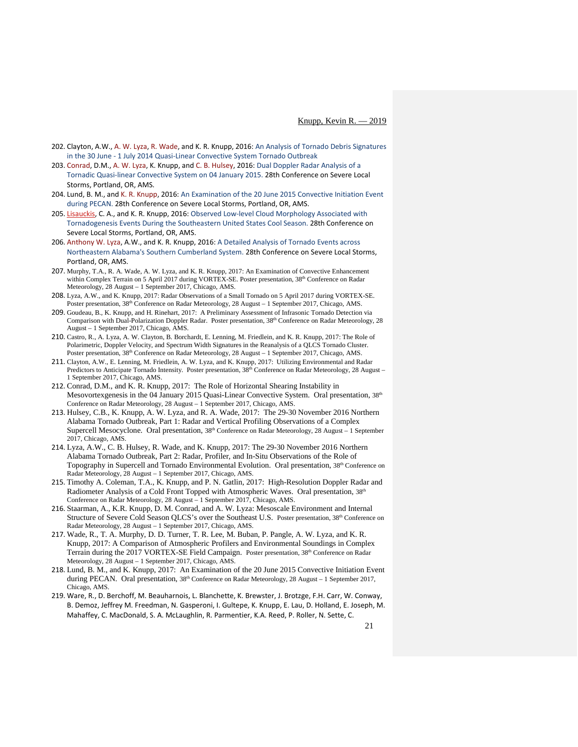202. Clayton, A.W., A. W. Lyza, R. Wade, and K. R. Knupp, 2016: An Analysis of Tornado Debris Signatures in the 30 June - 1 July 2014 Quasi-Linear Convective System Tornado Outbreak
203. Conrad, D.M., A. W. Lyza, K. Knupp, and C. B. Hulsey, 2016: Dual Doppler Radar Analysis of a Tornadic Quasi-linear Convective System on 04 January 2015. 28th Conference on Severe Local Storms, Portland, OR, AMS.
204. Lund, B. M., and K. R. Knupp, 2016: An Examination of the 20 June 2015 Convective Initiation Event during PECAN. 28th Conference on Severe Local Storms, Portland, OR, AMS.
205. Lisauckis, C. A., and K. R. Knupp, 2016: Observed Low-level Cloud Morphology Associated with Tornadogenesis Events During the Southeastern United States Cool Season. 28th Conference on Severe Local Storms, Portland, OR, AMS.
206. Anthony W. Lyza, A.W., and K. R. Knupp, 2016: A Detailed Analysis of Tornado Events across Northeastern Alabama's Southern Cumberland System. 28th Conference on Severe Local Storms, Portland, OR, AMS.
207. Murphy, T.A., R. A. Wade, A. W. Lyza, and K. R. Knupp, 2017: An Examination of Convective Enhancement within Complex Terrain on 5 April 2017 during VORTEX-SE. Poster presentation, 38th Conference on Radar Meteorology, 28 August – 1 September 2017, Chicago, AMS.
208. Lyza, A.W., and K. Knupp, 2017: Radar Observations of a Small Tornado on 5 April 2017 during VORTEX-SE. Poster presentation, 38th Conference on Radar Meteorology, 28 August – 1 September 2017, Chicago, AMS.
209. Goudeau, B., K. Knupp, and H. Rinehart, 2017: A Preliminary Assessment of Infrasonic Tornado Detection via Comparison with Dual-Polarization Doppler Radar. Poster presentation, 38th Conference on Radar Meteorology, 28 August – 1 September 2017, Chicago, AMS.
210. Castro, R., A. Lyza, A. W. Clayton, B. Borchardt, E. Lenning, M. Friedlein, and K. R. Knupp, 2017: The Role of Polarimetric, Doppler Velocity, and Spectrum Width Signatures in the Reanalysis of a QLCS Tornado Cluster. Poster presentation, 38th Conference on Radar Meteorology, 28 August – 1 September 2017, Chicago, AMS.
211. Clayton, A.W., E. Lenning, M. Friedlein, A. W. Lyza, and K. Knupp, 2017: Utilizing Environmental and Radar Predictors to Anticipate Tornado Intensity. Poster presentation, 38th Conference on Radar Meteorology, 28 August – 1 September 2017, Chicago, AMS.
212. Conrad, D.M., and K. R. Knupp, 2017: The Role of Horizontal Shearing Instability in Mesovortexgenesis in the 04 January 2015 Quasi-Linear Convective System. Oral presentation, 38th Conference on Radar Meteorology, 28 August – 1 September 2017, Chicago, AMS.
213. Hulsey, C.B., K. Knupp, A. W. Lyza, and R. A. Wade, 2017: The 29-30 November 2016 Northern Alabama Tornado Outbreak, Part 1: Radar and Vertical Profiling Observations of a Complex Supercell Mesocyclone. Oral presentation, 38th Conference on Radar Meteorology, 28 August – 1 September 2017, Chicago, AMS.
214. Lyza, A.W., C. B. Hulsey, R. Wade, and K. Knupp, 2017: The 29-30 November 2016 Northern Alabama Tornado Outbreak, Part 2: Radar, Profiler, and In-Situ Observations of the Role of Topography in Supercell and Tornado Environmental Evolution. Oral presentation, 38th Conference on Radar Meteorology, 28 August – 1 September 2017, Chicago, AMS.
215. Timothy A. Coleman, T.A., K. Knupp, and P. N. Gatlin, 2017: High-Resolution Doppler Radar and Radiometer Analysis of a Cold Front Topped with Atmospheric Waves. Oral presentation, 38th Conference on Radar Meteorology, 28 August – 1 September 2017, Chicago, AMS.
216. Staarman, A., K.R. Knupp, D. M. Conrad, and A. W. Lyza: Mesoscale Environment and Internal Structure of Severe Cold Season QLCS's over the Southeast U.S. Poster presentation, 38th Conference on Radar Meteorology, 28 August – 1 September 2017, Chicago, AMS.
217. Wade, R., T. A. Murphy, D. D. Turner, T. R. Lee, M. Buban, P. Pangle, A. W. Lyza, and K. R. Knupp, 2017: A Comparison of Atmospheric Profilers and Environmental Soundings in Complex Terrain during the 2017 VORTEX-SE Field Campaign. Poster presentation, 38th Conference on Radar Meteorology, 28 August – 1 September 2017, Chicago, AMS.
218. Lund, B. M., and K. Knupp, 2017: An Examination of the 20 June 2015 Convective Initiation Event during PECAN. Oral presentation, 38th Conference on Radar Meteorology, 28 August – 1 September 2017, Chicago, AMS.
219. Ware, R., D. Berchoff, M. Beauharnois, L. Blanchette, K. Brewster, J. Brotzge, F.H. Carr, W. Conway, B. Demoz, Jeffrey M. Freedman, N. Gasperoni, I. Gultepe, K. Knupp, E. Lau, D. Holland, E. Joseph, M. Mahaffey, C. MacDonald, S. A. McLaughlin, R. Parmentier, K.A. Reed, P. Roller, N. Sette, C.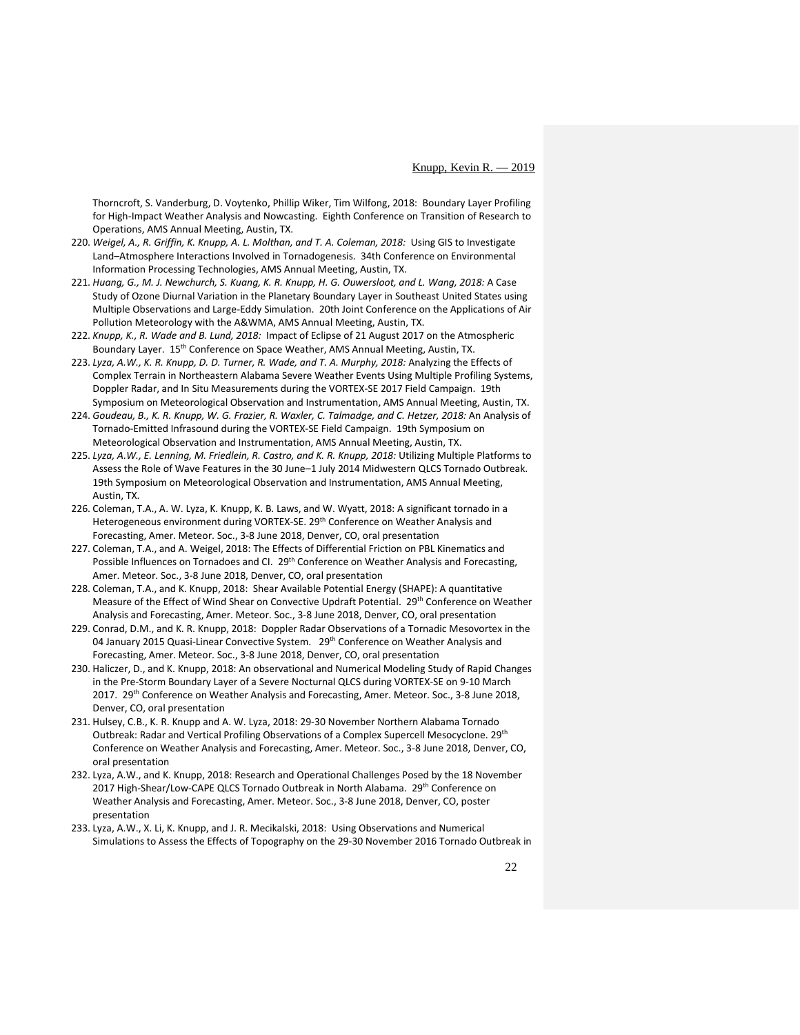Thorncroft, S. Vanderburg, D. Voytenko, Phillip Wiker, Tim Wilfong, 2018: Boundary Layer Profiling for High-Impact Weather Analysis and Nowcasting. Eighth Conference on Transition of Research to Operations, AMS Annual Meeting, Austin, TX.

220. *Weigel, A., R. Griffin, K. Knupp, A. L. Molthan, and T. A. Coleman, 2018:* Using GIS to Investigate Land–Atmosphere Interactions Involved in Tornadogenesis. 34th Conference on Environmental Information Processing Technologies, AMS Annual Meeting, Austin, TX.
221. *Huang, G., M. J. Newchurch, S. Kuang, K. R. Knupp, H. G. Ouwersloot, and L. Wang, 2018:* A Case Study of Ozone Diurnal Variation in the Planetary Boundary Layer in Southeast United States using Multiple Observations and Large-Eddy Simulation. 20th Joint Conference on the Applications of Air Pollution Meteorology with the A&WMA, AMS Annual Meeting, Austin, TX.
222. *Knupp, K., R. Wade and B. Lund, 2018:* Impact of Eclipse of 21 August 2017 on the Atmospheric Boundary Layer. 15th Conference on Space Weather, AMS Annual Meeting, Austin, TX.
223. *Lyza, A.W., K. R. Knupp, D. D. Turner, R. Wade, and T. A. Murphy, 2018:* Analyzing the Effects of Complex Terrain in Northeastern Alabama Severe Weather Events Using Multiple Profiling Systems, Doppler Radar, and In Situ Measurements during the VORTEX-SE 2017 Field Campaign. 19th Symposium on Meteorological Observation and Instrumentation, AMS Annual Meeting, Austin, TX.
224. *Goudeau, B., K. R. Knupp, W. G. Frazier, R. Waxler, C. Talmadge, and C. Hetzer, 2018:* An Analysis of Tornado-Emitted Infrasound during the VORTEX-SE Field Campaign. 19th Symposium on Meteorological Observation and Instrumentation, AMS Annual Meeting, Austin, TX.
225. *Lyza, A.W., E. Lenning, M. Friedlein, R. Castro, and K. R. Knupp, 2018:* Utilizing Multiple Platforms to Assess the Role of Wave Features in the 30 June–1 July 2014 Midwestern QLCS Tornado Outbreak. 19th Symposium on Meteorological Observation and Instrumentation, AMS Annual Meeting, Austin, TX.
226. Coleman, T.A., A. W. Lyza, K. Knupp, K. B. Laws, and W. Wyatt, 2018: A significant tornado in a Heterogeneous environment during VORTEX-SE. 29th Conference on Weather Analysis and Forecasting, Amer. Meteor. Soc., 3-8 June 2018, Denver, CO, oral presentation
227. Coleman, T.A., and A. Weigel, 2018: The Effects of Differential Friction on PBL Kinematics and Possible Influences on Tornadoes and CI. 29th Conference on Weather Analysis and Forecasting, Amer. Meteor. Soc., 3-8 June 2018, Denver, CO, oral presentation
228. Coleman, T.A., and K. Knupp, 2018: Shear Available Potential Energy (SHAPE): A quantitative Measure of the Effect of Wind Shear on Convective Updraft Potential. 29th Conference on Weather Analysis and Forecasting, Amer. Meteor. Soc., 3-8 June 2018, Denver, CO, oral presentation
229. Conrad, D.M., and K. R. Knupp, 2018: Doppler Radar Observations of a Tornadic Mesovortex in the 04 January 2015 Quasi-Linear Convective System. 29th Conference on Weather Analysis and Forecasting, Amer. Meteor. Soc., 3-8 June 2018, Denver, CO, oral presentation
230. Haliczer, D., and K. Knupp, 2018: An observational and Numerical Modeling Study of Rapid Changes in the Pre-Storm Boundary Layer of a Severe Nocturnal QLCS during VORTEX-SE on 9-10 March 2017. 29th Conference on Weather Analysis and Forecasting, Amer. Meteor. Soc., 3-8 June 2018, Denver, CO, oral presentation
231. Hulsey, C.B., K. R. Knupp and A. W. Lyza, 2018: 29-30 November Northern Alabama Tornado Outbreak: Radar and Vertical Profiling Observations of a Complex Supercell Mesocyclone. 29th Conference on Weather Analysis and Forecasting, Amer. Meteor. Soc., 3-8 June 2018, Denver, CO, oral presentation
232. Lyza, A.W., and K. Knupp, 2018: Research and Operational Challenges Posed by the 18 November 2017 High-Shear/Low-CAPE QLCS Tornado Outbreak in North Alabama. 29th Conference on Weather Analysis and Forecasting, Amer. Meteor. Soc., 3-8 June 2018, Denver, CO, poster presentation
233. Lyza, A.W., X. Li, K. Knupp, and J. R. Mecikalski, 2018: Using Observations and Numerical Simulations to Assess the Effects of Topography on the 29-30 November 2016 Tornado Outbreak in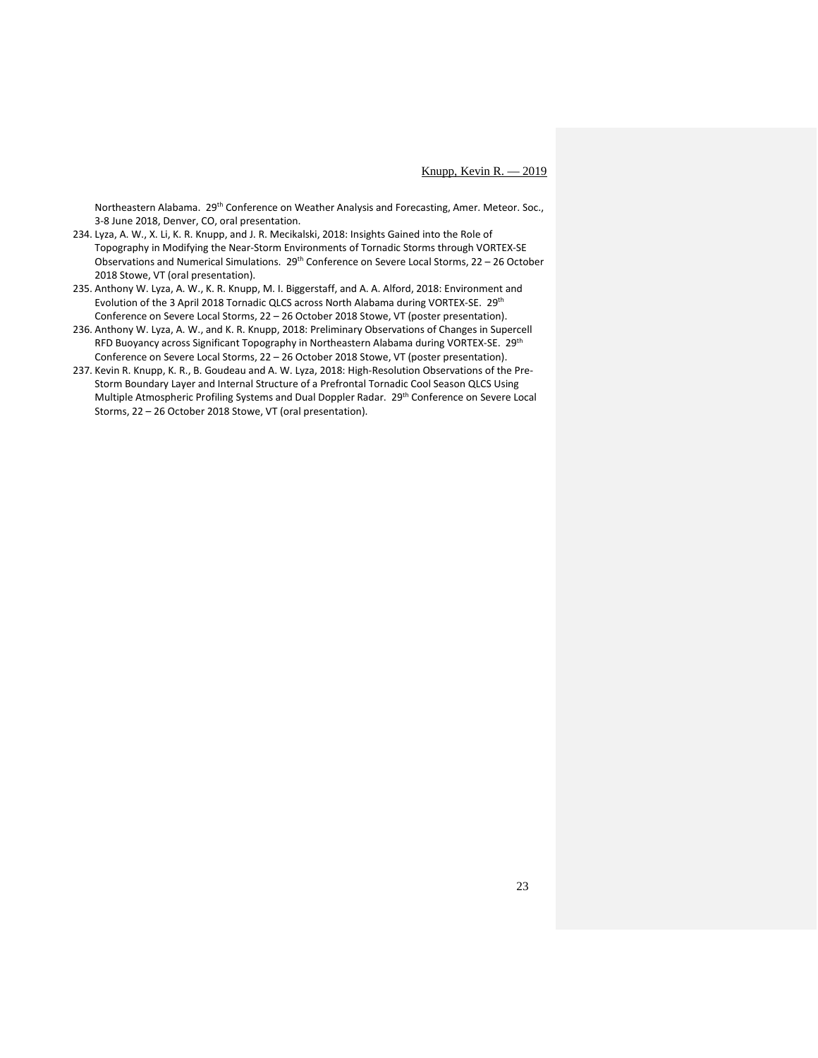Northeastern Alabama. 29th Conference on Weather Analysis and Forecasting, Amer. Meteor. Soc., 3-8 June 2018, Denver, CO, oral presentation.

234. Lyza, A. W., X. Li, K. R. Knupp, and J. R. Mecikalski, 2018: Insights Gained into the Role of Topography in Modifying the Near-Storm Environments of Tornadic Storms through VORTEX-SE Observations and Numerical Simulations. 29th Conference on Severe Local Storms, 22 – 26 October 2018 Stowe, VT (oral presentation).
235. Anthony W. Lyza, A. W., K. R. Knupp, M. I. Biggerstaff, and A. A. Alford, 2018: Environment and Evolution of the 3 April 2018 Tornadic QLCS across North Alabama during VORTEX-SE. 29th Conference on Severe Local Storms, 22 – 26 October 2018 Stowe, VT (poster presentation).
236. Anthony W. Lyza, A. W., and K. R. Knupp, 2018: Preliminary Observations of Changes in Supercell RFD Buoyancy across Significant Topography in Northeastern Alabama during VORTEX-SE. 29th Conference on Severe Local Storms, 22 – 26 October 2018 Stowe, VT (poster presentation).
237. Kevin R. Knupp, K. R., B. Goudeau and A. W. Lyza, 2018: High-Resolution Observations of the Pre-Storm Boundary Layer and Internal Structure of a Prefrontal Tornadic Cool Season QLCS Using Multiple Atmospheric Profiling Systems and Dual Doppler Radar. 29th Conference on Severe Local Storms, 22 – 26 October 2018 Stowe, VT (oral presentation).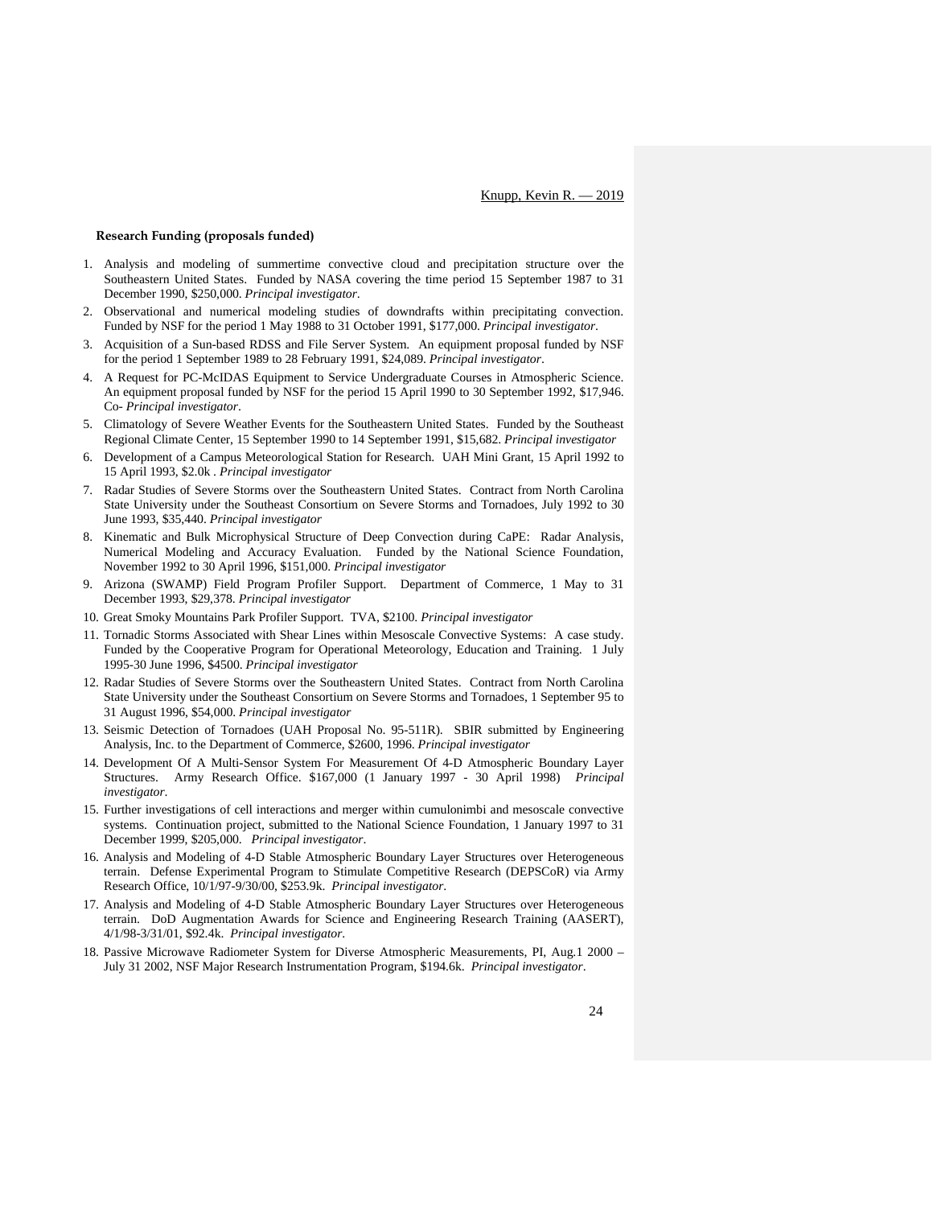**Research Funding (proposals funded)**

1. Analysis and modeling of summertime convective cloud and precipitation structure over the Southeastern United States. Funded by NASA covering the time period 15 September 1987 to 31 December 1990, $250,000. *Principal investigator*.
2. Observational and numerical modeling studies of downdrafts within precipitating convection. Funded by NSF for the period 1 May 1988 to 31 October 1991, $177,000. *Principal investigator*.
3. Acquisition of a Sun-based RDSS and File Server System. An equipment proposal funded by NSF for the period 1 September 1989 to 28 February 1991, $24,089. *Principal investigator*.
4. A Request for PC-McIDAS Equipment to Service Undergraduate Courses in Atmospheric Science. An equipment proposal funded by NSF for the period 15 April 1990 to 30 September 1992, $17,946. Co- *Principal investigator*.
5. Climatology of Severe Weather Events for the Southeastern United States. Funded by the Southeast Regional Climate Center, 15 September 1990 to 14 September 1991, $15,682. *Principal investigator*
6. Development of a Campus Meteorological Station for Research. UAH Mini Grant, 15 April 1992 to 15 April 1993, $2.0k . *Principal investigator*
7. Radar Studies of Severe Storms over the Southeastern United States. Contract from North Carolina State University under the Southeast Consortium on Severe Storms and Tornadoes, July 1992 to 30 June 1993, $35,440. *Principal investigator*
8. Kinematic and Bulk Microphysical Structure of Deep Convection during CaPE: Radar Analysis, Numerical Modeling and Accuracy Evaluation. Funded by the National Science Foundation, November 1992 to 30 April 1996, $151,000. *Principal investigator*
9. Arizona (SWAMP) Field Program Profiler Support. Department of Commerce, 1 May to 31 December 1993, $29,378. *Principal investigator*
10. Great Smoky Mountains Park Profiler Support. TVA, $2100. *Principal investigator*
11. Tornadic Storms Associated with Shear Lines within Mesoscale Convective Systems: A case study. Funded by the Cooperative Program for Operational Meteorology, Education and Training. 1 July 1995-30 June 1996, $4500. *Principal investigator*
12. Radar Studies of Severe Storms over the Southeastern United States. Contract from North Carolina State University under the Southeast Consortium on Severe Storms and Tornadoes, 1 September 95 to 31 August 1996, $54,000. *Principal investigator*
13. Seismic Detection of Tornadoes (UAH Proposal No. 95-511R). SBIR submitted by Engineering Analysis, Inc. to the Department of Commerce, $2600, 1996. *Principal investigator*
14. Development Of A Multi-Sensor System For Measurement Of 4-D Atmospheric Boundary Layer Structures. Army Research Office. $167,000 (1 January 1997 - 30 April 1998) *Principal investigator*.
15. Further investigations of cell interactions and merger within cumulonimbi and mesoscale convective systems. Continuation project, submitted to the National Science Foundation, 1 January 1997 to 31 December 1999, $205,000. *Principal investigator*.
16. Analysis and Modeling of 4-D Stable Atmospheric Boundary Layer Structures over Heterogeneous terrain. Defense Experimental Program to Stimulate Competitive Research (DEPSCoR) via Army Research Office, 10/1/97-9/30/00, $253.9k. *Principal investigator*.
17. Analysis and Modeling of 4-D Stable Atmospheric Boundary Layer Structures over Heterogeneous terrain. DoD Augmentation Awards for Science and Engineering Research Training (AASERT), 4/1/98-3/31/01, $92.4k. *Principal investigator*.
18. Passive Microwave Radiometer System for Diverse Atmospheric Measurements, PI, Aug.1 2000 – July 31 2002, NSF Major Research Instrumentation Program, $194.6k. *Principal investigator*.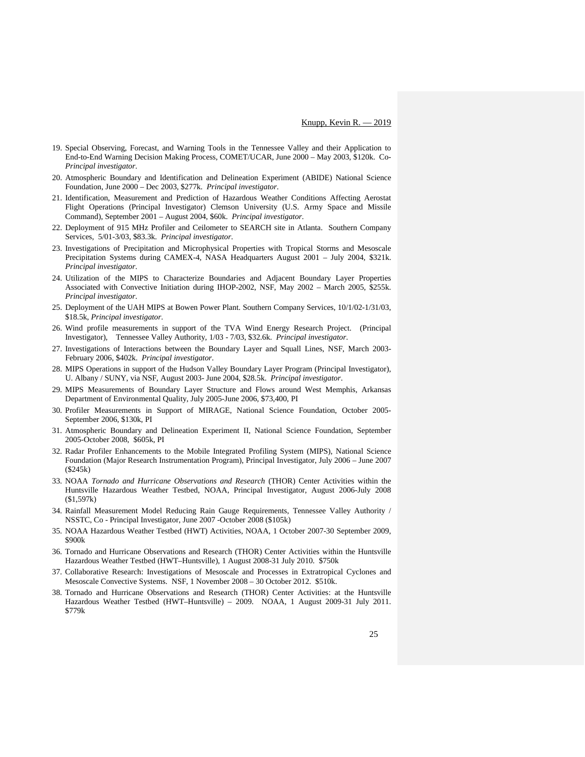19. Special Observing, Forecast, and Warning Tools in the Tennessee Valley and their Application to End-to-End Warning Decision Making Process, COMET/UCAR, June 2000 – May 2003, $120k. Co-*Principal investigator*.
20. Atmospheric Boundary and Identification and Delineation Experiment (ABIDE) National Science Foundation, June 2000 – Dec 2003, $277k. *Principal investigator*.
21. Identification, Measurement and Prediction of Hazardous Weather Conditions Affecting Aerostat Flight Operations (Principal Investigator) Clemson University (U.S. Army Space and Missile Command), September 2001 – August 2004, $60k. *Principal investigator*.
22. Deployment of 915 MHz Profiler and Ceilometer to SEARCH site in Atlanta. Southern Company Services, 5/01-3/03, $83.3k. *Principal investigator*.
23. Investigations of Precipitation and Microphysical Properties with Tropical Storms and Mesoscale Precipitation Systems during CAMEX-4, NASA Headquarters August 2001 – July 2004, $321k. *Principal investigator*.
24. Utilization of the MIPS to Characterize Boundaries and Adjacent Boundary Layer Properties Associated with Convective Initiation during IHOP-2002, NSF, May 2002 – March 2005, $255k. *Principal investigator*.
25. Deployment of the UAH MIPS at Bowen Power Plant. Southern Company Services, 10/1/02-1/31/03, $18.5k, *Principal investigator*.
26. Wind profile measurements in support of the TVA Wind Energy Research Project. (Principal Investigator), Tennessee Valley Authority, 1/03 - 7/03, $32.6k. *Principal investigator*.
27. Investigations of Interactions between the Boundary Layer and Squall Lines, NSF, March 2003-February 2006, $402k. *Principal investigator*.
28. MIPS Operations in support of the Hudson Valley Boundary Layer Program (Principal Investigator), U. Albany / SUNY, via NSF, August 2003- June 2004, $28.5k. *Principal investigator*.
29. MIPS Measurements of Boundary Layer Structure and Flows around West Memphis, Arkansas Department of Environmental Quality, July 2005-June 2006, $73,400, PI
30. Profiler Measurements in Support of MIRAGE, National Science Foundation, October 2005-September 2006, $130k, PI
31. Atmospheric Boundary and Delineation Experiment II, National Science Foundation, September 2005-October 2008, $605k, PI
32. Radar Profiler Enhancements to the Mobile Integrated Profiling System (MIPS), National Science Foundation (Major Research Instrumentation Program), Principal Investigator, July 2006 – June 2007 ($245k)
33. NOAA *Tornado and Hurricane Observations and Research* (THOR) Center Activities within the Huntsville Hazardous Weather Testbed, NOAA, Principal Investigator, August 2006-July 2008 ($1,597k)
34. Rainfall Measurement Model Reducing Rain Gauge Requirements, Tennessee Valley Authority / NSSTC, Co - Principal Investigator, June 2007 -October 2008 ($105k)
35. NOAA Hazardous Weather Testbed (HWT) Activities, NOAA, 1 October 2007-30 September 2009, $900k
36. Tornado and Hurricane Observations and Research (THOR) Center Activities within the Huntsville Hazardous Weather Testbed (HWT–Huntsville), 1 August 2008-31 July 2010. $750k
37. Collaborative Research: Investigations of Mesoscale and Processes in Extratropical Cyclones and Mesoscale Convective Systems. NSF, 1 November 2008 – 30 October 2012. $510k.
38. Tornado and Hurricane Observations and Research (THOR) Center Activities: at the Huntsville Hazardous Weather Testbed (HWT–Huntsville) – 2009. NOAA, 1 August 2009-31 July 2011. $779k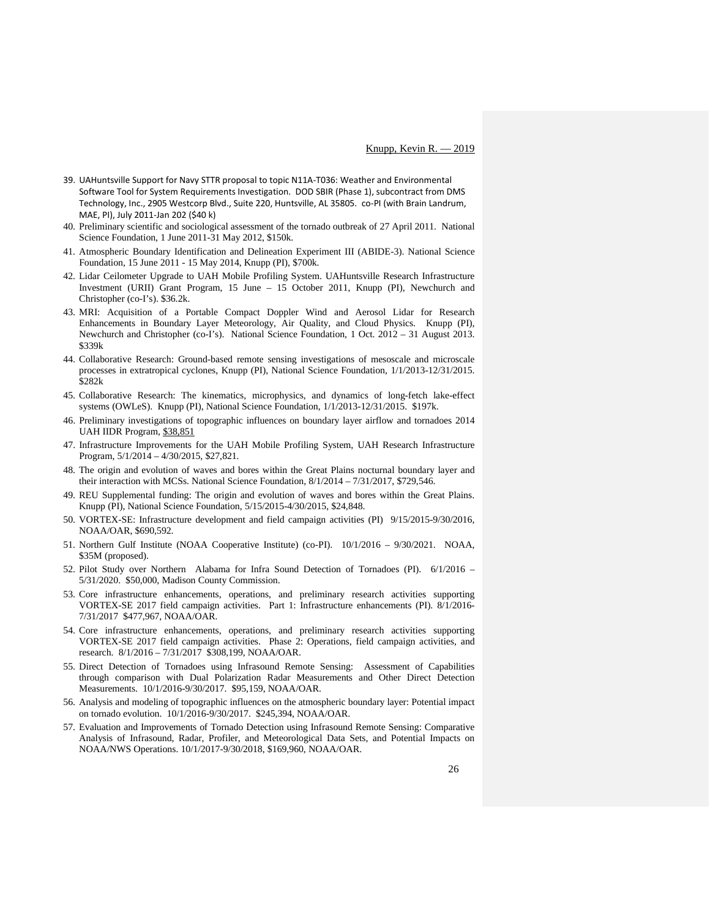39. UAHuntsville Support for Navy STTR proposal to topic N11A-T036: Weather and Environmental Software Tool for System Requirements Investigation. DOD SBIR (Phase 1), subcontract from DMS Technology, Inc., 2905 Westcorp Blvd., Suite 220, Huntsville, AL 35805. co-PI (with Brain Landrum, MAE, PI), July 2011-Jan 202 ($40 k)
40. Preliminary scientific and sociological assessment of the tornado outbreak of 27 April 2011. National Science Foundation, 1 June 2011-31 May 2012, $150k.
41. Atmospheric Boundary Identification and Delineation Experiment III (ABIDE-3). National Science Foundation, 15 June 2011 - 15 May 2014, Knupp (PI), $700k.
42. Lidar Ceilometer Upgrade to UAH Mobile Profiling System. UAHuntsville Research Infrastructure Investment (URII) Grant Program, 15 June – 15 October 2011, Knupp (PI), Newchurch and Christopher (co-I's). $36.2k.
43. MRI: Acquisition of a Portable Compact Doppler Wind and Aerosol Lidar for Research Enhancements in Boundary Layer Meteorology, Air Quality, and Cloud Physics. Knupp (PI), Newchurch and Christopher (co-I's). National Science Foundation, 1 Oct. 2012 – 31 August 2013. $339k
44. Collaborative Research: Ground-based remote sensing investigations of mesoscale and microscale processes in extratropical cyclones, Knupp (PI), National Science Foundation, 1/1/2013-12/31/2015. $282k
45. Collaborative Research: The kinematics, microphysics, and dynamics of long-fetch lake-effect systems (OWLeS). Knupp (PI), National Science Foundation, 1/1/2013-12/31/2015. $197k.
46. Preliminary investigations of topographic influences on boundary layer airflow and tornadoes 2014 UAH IIDR Program, $38,851
47. Infrastructure Improvements for the UAH Mobile Profiling System, UAH Research Infrastructure Program, 5/1/2014 – 4/30/2015, $27,821.
48. The origin and evolution of waves and bores within the Great Plains nocturnal boundary layer and their interaction with MCSs. National Science Foundation, 8/1/2014 – 7/31/2017, $729,546.
49. REU Supplemental funding: The origin and evolution of waves and bores within the Great Plains. Knupp (PI), National Science Foundation, 5/15/2015-4/30/2015, $24,848.
50. VORTEX-SE: Infrastructure development and field campaign activities (PI) 9/15/2015-9/30/2016, NOAA/OAR, $690,592.
51. Northern Gulf Institute (NOAA Cooperative Institute) (co-PI). 10/1/2016 – 9/30/2021. NOAA, $35M (proposed).
52. Pilot Study over Northern Alabama for Infra Sound Detection of Tornadoes (PI). 6/1/2016 – 5/31/2020. $50,000, Madison County Commission.
53. Core infrastructure enhancements, operations, and preliminary research activities supporting VORTEX-SE 2017 field campaign activities. Part 1: Infrastructure enhancements (PI). 8/1/2016-7/31/2017 $477,967, NOAA/OAR.
54. Core infrastructure enhancements, operations, and preliminary research activities supporting VORTEX-SE 2017 field campaign activities. Phase 2: Operations, field campaign activities, and research. 8/1/2016 – 7/31/2017 $308,199, NOAA/OAR.
55. Direct Detection of Tornadoes using Infrasound Remote Sensing: Assessment of Capabilities through comparison with Dual Polarization Radar Measurements and Other Direct Detection Measurements. 10/1/2016-9/30/2017. $95,159, NOAA/OAR.
56. Analysis and modeling of topographic influences on the atmospheric boundary layer: Potential impact on tornado evolution. 10/1/2016-9/30/2017. $245,394, NOAA/OAR.
57. Evaluation and Improvements of Tornado Detection using Infrasound Remote Sensing: Comparative Analysis of Infrasound, Radar, Profiler, and Meteorological Data Sets, and Potential Impacts on NOAA/NWS Operations. 10/1/2017-9/30/2018, $169,960, NOAA/OAR.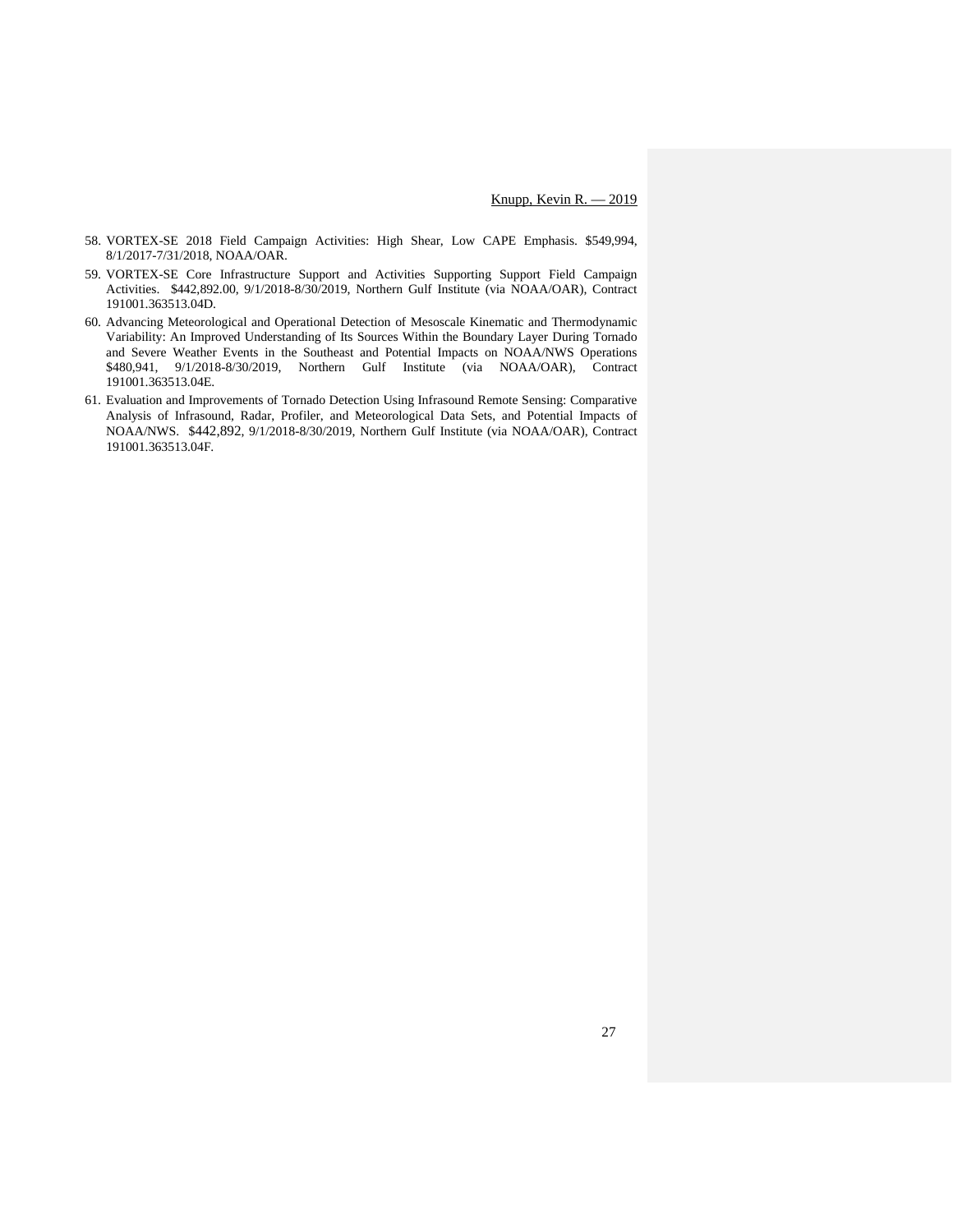58. VORTEX-SE 2018 Field Campaign Activities: High Shear, Low CAPE Emphasis. $549,994, 8/1/2017-7/31/2018, NOAA/OAR.
59. VORTEX-SE Core Infrastructure Support and Activities Supporting Support Field Campaign Activities. $442,892.00, 9/1/2018-8/30/2019, Northern Gulf Institute (via NOAA/OAR), Contract 191001.363513.04D.
60. Advancing Meteorological and Operational Detection of Mesoscale Kinematic and Thermodynamic Variability: An Improved Understanding of Its Sources Within the Boundary Layer During Tornado and Severe Weather Events in the Southeast and Potential Impacts on NOAA/NWS Operations $480,941, 9/1/2018-8/30/2019, Northern Gulf Institute (via NOAA/OAR), Contract 191001.363513.04E.
61. Evaluation and Improvements of Tornado Detection Using Infrasound Remote Sensing: Comparative Analysis of Infrasound, Radar, Profiler, and Meteorological Data Sets, and Potential Impacts of NOAA/NWS. $442,892, 9/1/2018-8/30/2019, Northern Gulf Institute (via NOAA/OAR), Contract 191001.363513.04F.